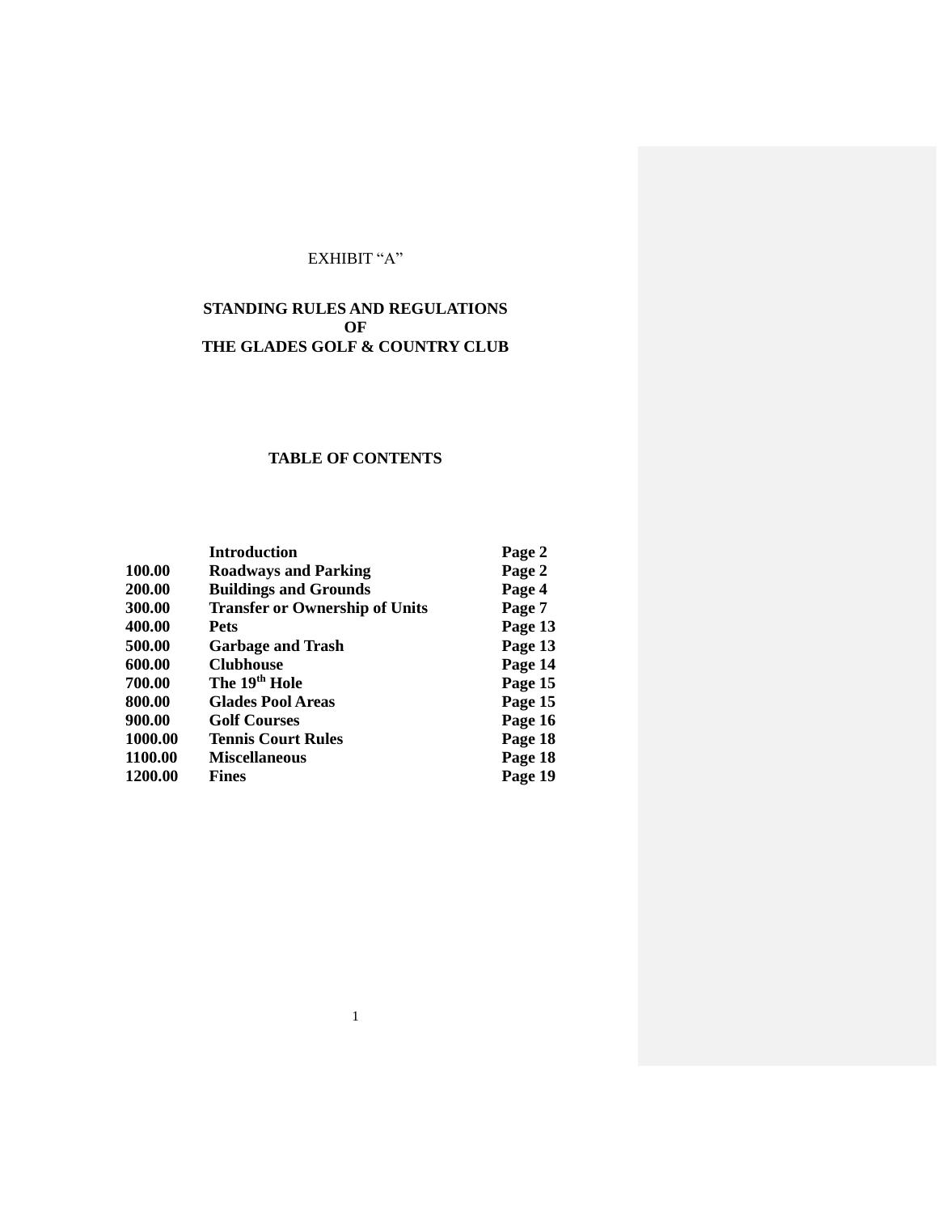EXHIBIT “A”

# STANDING RULES AND REGULATIONS OF THE GLADES GOLF & COUNTRY CLUB

## TABLE OF CONTENTS

| | | |
|---|---|---|
| | **Introduction** | **Page 2** |
| **100.00** | **Roadways and Parking** | **Page 2** |
| **200.00** | **Buildings and Grounds** | **Page 4** |
| **300.00** | **Transfer or Ownership of Units** | **Page 7** |
| **400.00** | **Pets** | **Page 13** |
| **500.00** | **Garbage and Trash** | **Page 13** |
| **600.00** | **Clubhouse** | **Page 14** |
| **700.00** | **The 19th Hole** | **Page 15** |
| **800.00** | **Glades Pool Areas** | **Page 15** |
| **900.00** | **Golf Courses** | **Page 16** |
| **1000.00** | **Tennis Court Rules** | **Page 18** |
| **1100.00** | **Miscellaneous** | **Page 18** |
| **1200.00** | **Fines** | **Page 19** |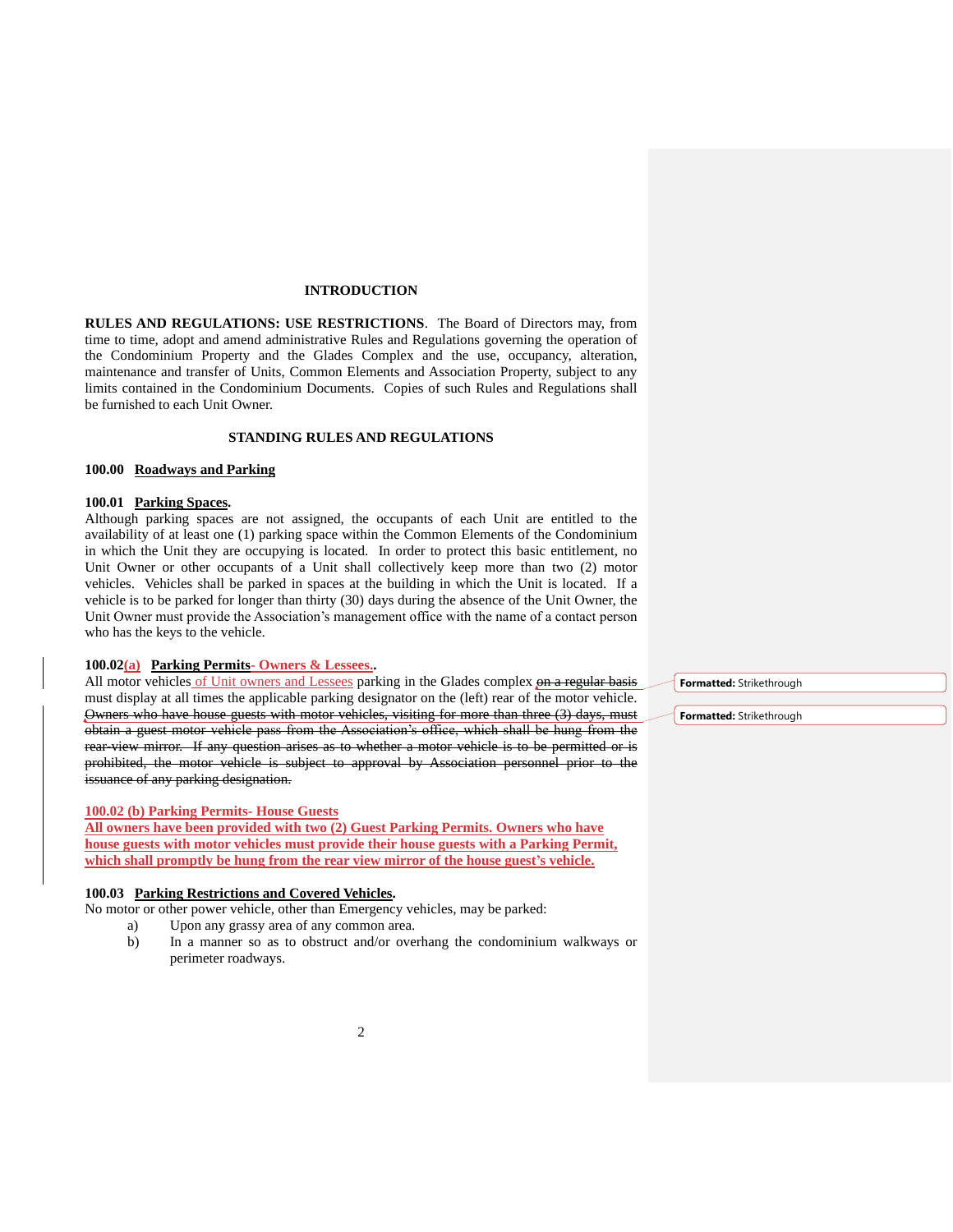## INTRODUCTION

**RULES AND REGULATIONS: USE RESTRICTIONS**. The Board of Directors may, from time to time, adopt and amend administrative Rules and Regulations governing the operation of the Condominium Property and the Glades Complex and the use, occupancy, alteration, maintenance and transfer of Units, Common Elements and Association Property, subject to any limits contained in the Condominium Documents. Copies of such Rules and Regulations shall be furnished to each Unit Owner.

## STANDING RULES AND REGULATIONS

### 100.00 Roadways and Parking

**100.01 Parking Spaces.**
Although parking spaces are not assigned, the occupants of each Unit are entitled to the availability of at least one (1) parking space within the Common Elements of the Condominium in which the Unit they are occupying is located. In order to protect this basic entitlement, no Unit Owner or other occupants of a Unit shall collectively keep more than two (2) motor vehicles. Vehicles shall be parked in spaces at the building in which the Unit is located. If a vehicle is to be parked for longer than thirty (30) days during the absence of the Unit Owner, the Unit Owner must provide the Association's management office with the name of a contact person who has the keys to the vehicle.

**100.02(a) Parking Permits- Owners & Lessees..**
All motor vehicles of Unit owners and Lessees parking in the Glades complex ~~on a regular basis~~ must display at all times the applicable parking designator on the (left) rear of the motor vehicle. ~~Owners who have house guests with motor vehicles, visiting for more than three (3) days, must obtain a guest motor vehicle pass from the Association's office, which shall be hung from the rear-view mirror. If any question arises as to whether a motor vehicle is to be permitted or is prohibited, the motor vehicle is subject to approval by Association personnel prior to the issuance of any parking designation.~~

**100.02 (b) Parking Permits- House Guests**
**All owners have been provided with two (2) Guest Parking Permits. Owners who have house guests with motor vehicles must provide their house guests with a Parking Permit, which shall promptly be hung from the rear view mirror of the house guest's vehicle.**

**100.03 Parking Restrictions and Covered Vehicles.**
No motor or other power vehicle, other than Emergency vehicles, may be parked:

a) Upon any grassy area of any common area.
b) In a manner so as to obstruct and/or overhang the condominium walkways or perimeter roadways.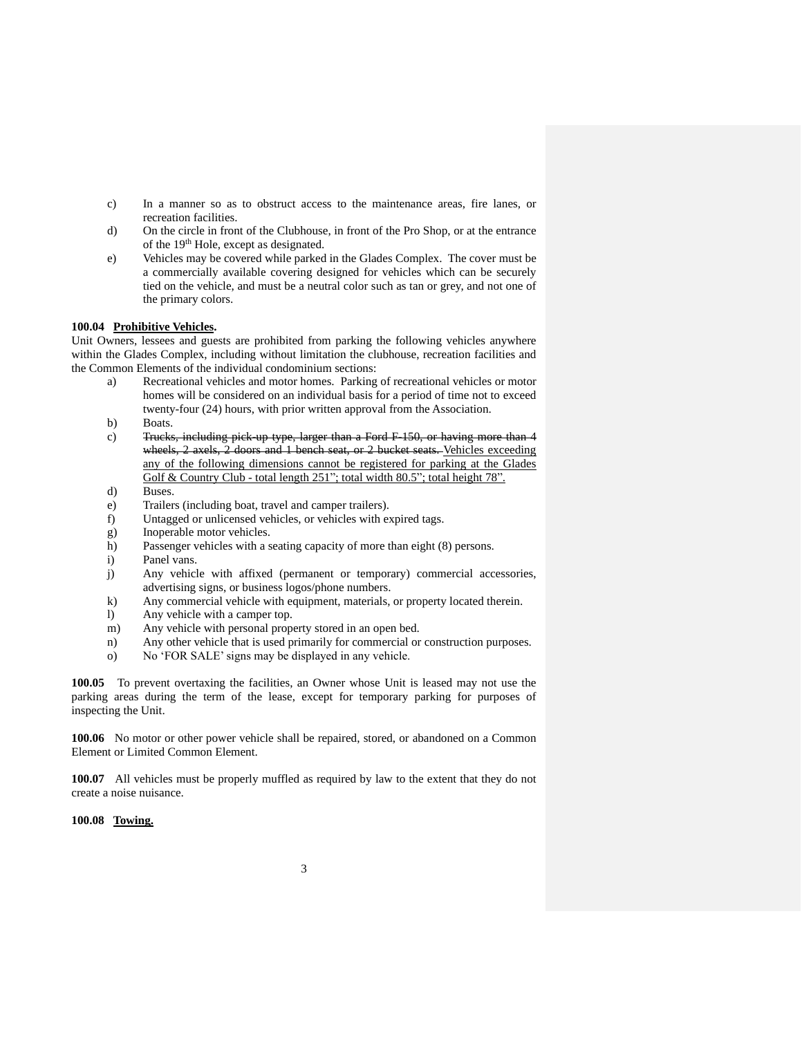c) In a manner so as to obstruct access to the maintenance areas, fire lanes, or recreation facilities.

d) On the circle in front of the Clubhouse, in front of the Pro Shop, or at the entrance of the 19th Hole, except as designated.

e) Vehicles may be covered while parked in the Glades Complex. The cover must be a commercially available covering designed for vehicles which can be securely tied on the vehicle, and must be a neutral color such as tan or grey, and not one of the primary colors.

**100.04 <u>Prohibitive Vehicles</u>.**

Unit Owners, lessees and guests are prohibited from parking the following vehicles anywhere within the Glades Complex, including without limitation the clubhouse, recreation facilities and the Common Elements of the individual condominium sections:

a) Recreational vehicles and motor homes. Parking of recreational vehicles or motor homes will be considered on an individual basis for a period of time not to exceed twenty-four (24) hours, with prior written approval from the Association.

b) Boats.

c) ~~Trucks, including pick-up type, larger than a Ford F-150, or having more than 4 wheels, 2 axels, 2 doors and 1 bench seat, or 2 bucket seats.~~ <u>Vehicles exceeding any of the following dimensions cannot be registered for parking at the Glades Golf & Country Club - total length 251"; total width 80.5"; total height 78".</u>

d) Buses.

e) Trailers (including boat, travel and camper trailers).

f) Untagged or unlicensed vehicles, or vehicles with expired tags.

g) Inoperable motor vehicles.

h) Passenger vehicles with a seating capacity of more than eight (8) persons.

i) Panel vans.

j) Any vehicle with affixed (permanent or temporary) commercial accessories, advertising signs, or business logos/phone numbers.

k) Any commercial vehicle with equipment, materials, or property located therein.

l) Any vehicle with a camper top.

m) Any vehicle with personal property stored in an open bed.

n) Any other vehicle that is used primarily for commercial or construction purposes.

o) No 'FOR SALE' signs may be displayed in any vehicle.

**100.05** To prevent overtaxing the facilities, an Owner whose Unit is leased may not use the parking areas during the term of the lease, except for temporary parking for purposes of inspecting the Unit.

**100.06** No motor or other power vehicle shall be repaired, stored, or abandoned on a Common Element or Limited Common Element.

**100.07** All vehicles must be properly muffled as required by law to the extent that they do not create a noise nuisance.

**100.08 <u>Towing.</u>**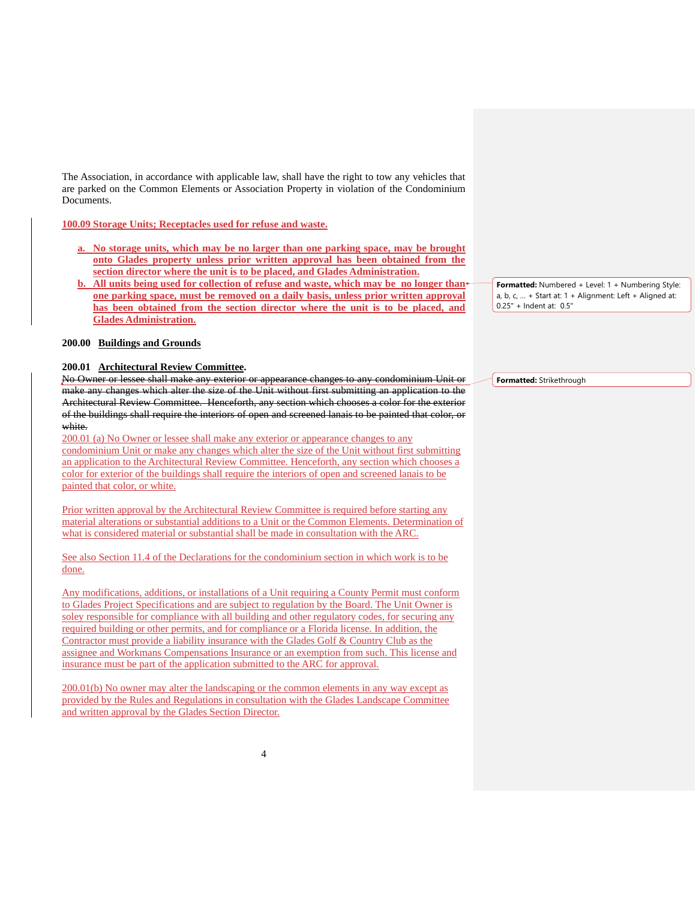The Association, in accordance with applicable law, shall have the right to tow any vehicles that are parked on the Common Elements or Association Property in violation of the Condominium Documents.

**100.09 Storage Units; Receptacles used for refuse and waste.**

a. **No storage units, which may be no larger than one parking space, may be brought onto Glades property unless prior written approval has been obtained from the section director where the unit is to be placed, and Glades Administration.**
b. **All units being used for collection of refuse and waste, which may be no longer than one parking space, must be removed on a daily basis, unless prior written approval has been obtained from the section director where the unit is to be placed, and Glades Administration.**

Formatted: Numbered + Level: 1 + Numbering Style: a, b, c, … + Start at: 1 + Alignment: Left + Aligned at: 0.25" + Indent at: 0.5"

## 200.00 Buildings and Grounds

### 200.01 Architectural Review Committee.

~~No Owner or lessee shall make any exterior or appearance changes to any condominium Unit or make any changes which alter the size of the Unit without first submitting an application to the Architectural Review Committee. Henceforth, any section which chooses a color for the exterior of the buildings shall require the interiors of open and screened lanais to be painted that color, or white.~~

Formatted: Strikethrough

200.01 (a) No Owner or lessee shall make any exterior or appearance changes to any condominium Unit or make any changes which alter the size of the Unit without first submitting an application to the Architectural Review Committee. Henceforth, any section which chooses a color for exterior of the buildings shall require the interiors of open and screened lanais to be painted that color, or white.

Prior written approval by the Architectural Review Committee is required before starting any material alterations or substantial additions to a Unit or the Common Elements. Determination of what is considered material or substantial shall be made in consultation with the ARC.

See also Section 11.4 of the Declarations for the condominium section in which work is to be done.

Any modifications, additions, or installations of a Unit requiring a County Permit must conform to Glades Project Specifications and are subject to regulation by the Board. The Unit Owner is soley responsible for compliance with all building and other regulatory codes, for securing any required building or other permits, and for compliance or a Florida license. In addition, the Contractor must provide a liability insurance with the Glades Golf & Country Club as the assignee and Workmans Compensations Insurance or an exemption from such. This license and insurance must be part of the application submitted to the ARC for approval.

200.01(b) No owner may alter the landscaping or the common elements in any way except as provided by the Rules and Regulations in consultation with the Glades Landscape Committee and written approval by the Glades Section Director.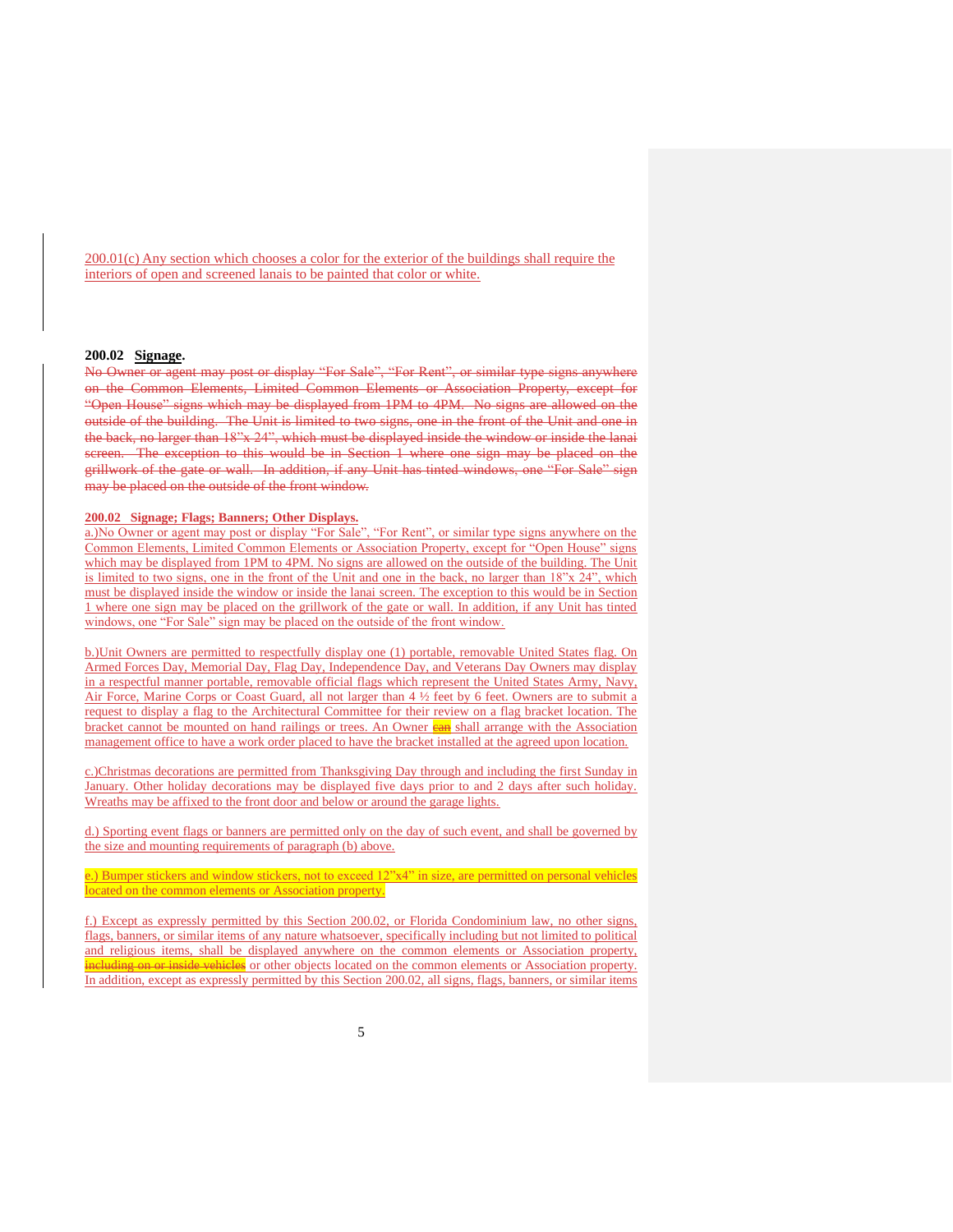200.01(c) Any section which chooses a color for the exterior of the buildings shall require the interiors of open and screened lanais to be painted that color or white.

**200.02 Signage.**

~~No Owner or agent may post or display "For Sale", "For Rent", or similar type signs anywhere on the Common Elements, Limited Common Elements or Association Property, except for "Open House" signs which may be displayed from 1PM to 4PM. No signs are allowed on the outside of the building. The Unit is limited to two signs, one in the front of the Unit and one in the back, no larger than 18"x 24", which must be displayed inside the window or inside the lanai screen. The exception to this would be in Section 1 where one sign may be placed on the grillwork of the gate or wall. In addition, if any Unit has tinted windows, one "For Sale" sign may be placed on the outside of the front window.~~

**200.02 Signage; Flags; Banners; Other Displays.**

a.)No Owner or agent may post or display "For Sale", "For Rent", or similar type signs anywhere on the Common Elements, Limited Common Elements or Association Property, except for "Open House" signs which may be displayed from 1PM to 4PM. No signs are allowed on the outside of the building. The Unit is limited to two signs, one in the front of the Unit and one in the back, no larger than 18"x 24", which must be displayed inside the window or inside the lanai screen. The exception to this would be in Section 1 where one sign may be placed on the grillwork of the gate or wall. In addition, if any Unit has tinted windows, one "For Sale" sign may be placed on the outside of the front window.

b.)Unit Owners are permitted to respectfully display one (1) portable, removable United States flag. On Armed Forces Day, Memorial Day, Flag Day, Independence Day, and Veterans Day Owners may display in a respectful manner portable, removable official flags which represent the United States Army, Navy, Air Force, Marine Corps or Coast Guard, all not larger than 4 ½ feet by 6 feet. Owners are to submit a request to display a flag to the Architectural Committee for their review on a flag bracket location. The bracket cannot be mounted on hand railings or trees. An Owner ~~can~~ shall arrange with the Association management office to have a work order placed to have the bracket installed at the agreed upon location.

c.)Christmas decorations are permitted from Thanksgiving Day through and including the first Sunday in January. Other holiday decorations may be displayed five days prior to and 2 days after such holiday. Wreaths may be affixed to the front door and below or around the garage lights.

d.) Sporting event flags or banners are permitted only on the day of such event, and shall be governed by the size and mounting requirements of paragraph (b) above.

e.) Bumper stickers and window stickers, not to exceed 12"x4" in size, are permitted on personal vehicles located on the common elements or Association property.

f.) Except as expressly permitted by this Section 200.02, or Florida Condominium law, no other signs, flags, banners, or similar items of any nature whatsoever, specifically including but not limited to political and religious items, shall be displayed anywhere on the common elements or Association property, ~~including on or inside vehicles~~ or other objects located on the common elements or Association property. In addition, except as expressly permitted by this Section 200.02, all signs, flags, banners, or similar items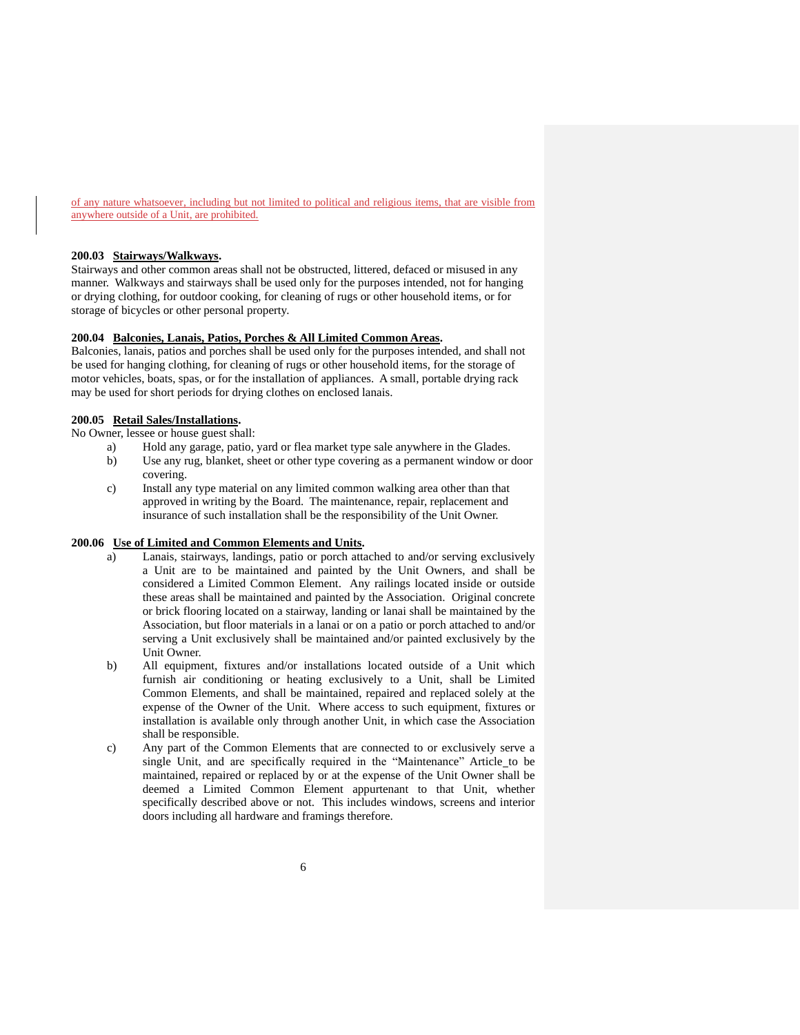of any nature whatsoever, including but not limited to political and religious items, that are visible from anywhere outside of a Unit, are prohibited.

**200.03 Stairways/Walkways.**
Stairways and other common areas shall not be obstructed, littered, defaced or misused in any manner. Walkways and stairways shall be used only for the purposes intended, not for hanging or drying clothing, for outdoor cooking, for cleaning of rugs or other household items, or for storage of bicycles or other personal property.

**200.04 Balconies, Lanais, Patios, Porches & All Limited Common Areas.**
Balconies, lanais, patios and porches shall be used only for the purposes intended, and shall not be used for hanging clothing, for cleaning of rugs or other household items, for the storage of motor vehicles, boats, spas, or for the installation of appliances. A small, portable drying rack may be used for short periods for drying clothes on enclosed lanais.

**200.05 Retail Sales/Installations.**
No Owner, lessee or house guest shall:

a) Hold any garage, patio, yard or flea market type sale anywhere in the Glades.

b) Use any rug, blanket, sheet or other type covering as a permanent window or door covering.

c) Install any type material on any limited common walking area other than that approved in writing by the Board. The maintenance, repair, replacement and insurance of such installation shall be the responsibility of the Unit Owner.

**200.06 Use of Limited and Common Elements and Units.**

a) Lanais, stairways, landings, patio or porch attached to and/or serving exclusively a Unit are to be maintained and painted by the Unit Owners, and shall be considered a Limited Common Element. Any railings located inside or outside these areas shall be maintained and painted by the Association. Original concrete or brick flooring located on a stairway, landing or lanai shall be maintained by the Association, but floor materials in a lanai or on a patio or porch attached to and/or serving a Unit exclusively shall be maintained and/or painted exclusively by the Unit Owner.

b) All equipment, fixtures and/or installations located outside of a Unit which furnish air conditioning or heating exclusively to a Unit, shall be Limited Common Elements, and shall be maintained, repaired and replaced solely at the expense of the Owner of the Unit. Where access to such equipment, fixtures or installation is available only through another Unit, in which case the Association shall be responsible.

c) Any part of the Common Elements that are connected to or exclusively serve a single Unit, and are specifically required in the "Maintenance" Article_to be maintained, repaired or replaced by or at the expense of the Unit Owner shall be deemed a Limited Common Element appurtenant to that Unit, whether specifically described above or not. This includes windows, screens and interior doors including all hardware and framings therefore.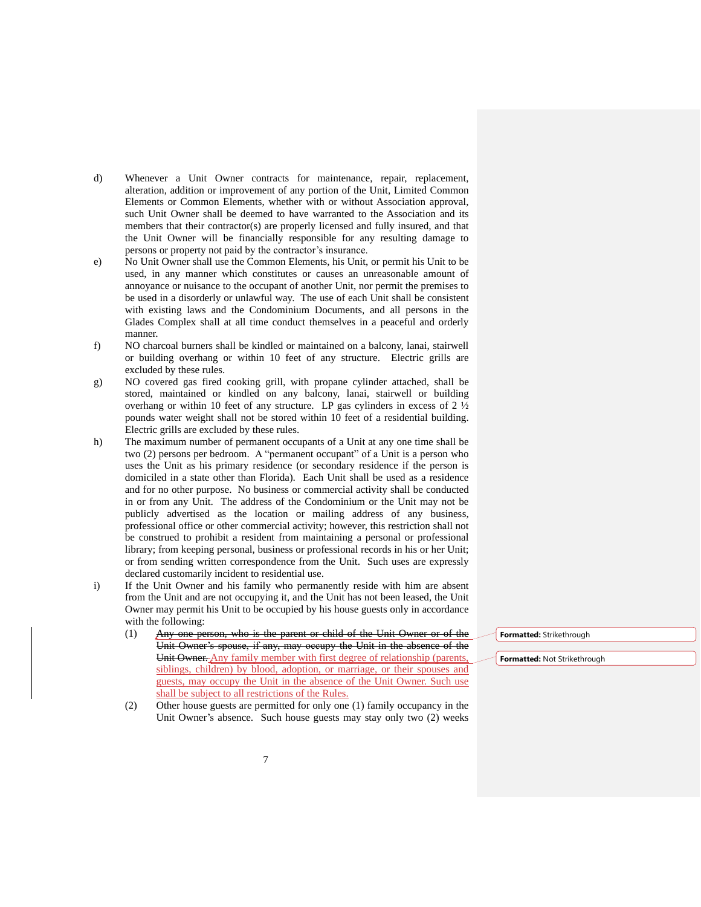d) Whenever a Unit Owner contracts for maintenance, repair, replacement, alteration, addition or improvement of any portion of the Unit, Limited Common Elements or Common Elements, whether with or without Association approval, such Unit Owner shall be deemed to have warranted to the Association and its members that their contractor(s) are properly licensed and fully insured, and that the Unit Owner will be financially responsible for any resulting damage to persons or property not paid by the contractor's insurance.

e) No Unit Owner shall use the Common Elements, his Unit, or permit his Unit to be used, in any manner which constitutes or causes an unreasonable amount of annoyance or nuisance to the occupant of another Unit, nor permit the premises to be used in a disorderly or unlawful way. The use of each Unit shall be consistent with existing laws and the Condominium Documents, and all persons in the Glades Complex shall at all time conduct themselves in a peaceful and orderly manner.

f) NO charcoal burners shall be kindled or maintained on a balcony, lanai, stairwell or building overhang or within 10 feet of any structure. Electric grills are excluded by these rules.

g) NO covered gas fired cooking grill, with propane cylinder attached, shall be stored, maintained or kindled on any balcony, lanai, stairwell or building overhang or within 10 feet of any structure. LP gas cylinders in excess of 2 ½ pounds water weight shall not be stored within 10 feet of a residential building. Electric grills are excluded by these rules.

h) The maximum number of permanent occupants of a Unit at any one time shall be two (2) persons per bedroom. A "permanent occupant" of a Unit is a person who uses the Unit as his primary residence (or secondary residence if the person is domiciled in a state other than Florida). Each Unit shall be used as a residence and for no other purpose. No business or commercial activity shall be conducted in or from any Unit. The address of the Condominium or the Unit may not be publicly advertised as the location or mailing address of any business, professional office or other commercial activity; however, this restriction shall not be construed to prohibit a resident from maintaining a personal or professional library; from keeping personal, business or professional records in his or her Unit; or from sending written correspondence from the Unit. Such uses are expressly declared customarily incident to residential use.

i) If the Unit Owner and his family who permanently reside with him are absent from the Unit and are not occupying it, and the Unit has not been leased, the Unit Owner may permit his Unit to be occupied by his house guests only in accordance with the following:

   (1) ~~Any one person, who is the parent or child of the Unit Owner or of the Unit Owner's spouse, if any, may occupy the Unit in the absence of the Unit Owner.~~ Any family member with first degree of relationship (parents, siblings, children) by blood, adoption, or marriage, or their spouses and guests, may occupy the Unit in the absence of the Unit Owner. Such use shall be subject to all restrictions of the Rules.

   (2) Other house guests are permitted for only one (1) family occupancy in the Unit Owner's absence. Such house guests may stay only two (2) weeks

Formatted: Strikethrough

Formatted: Not Strikethrough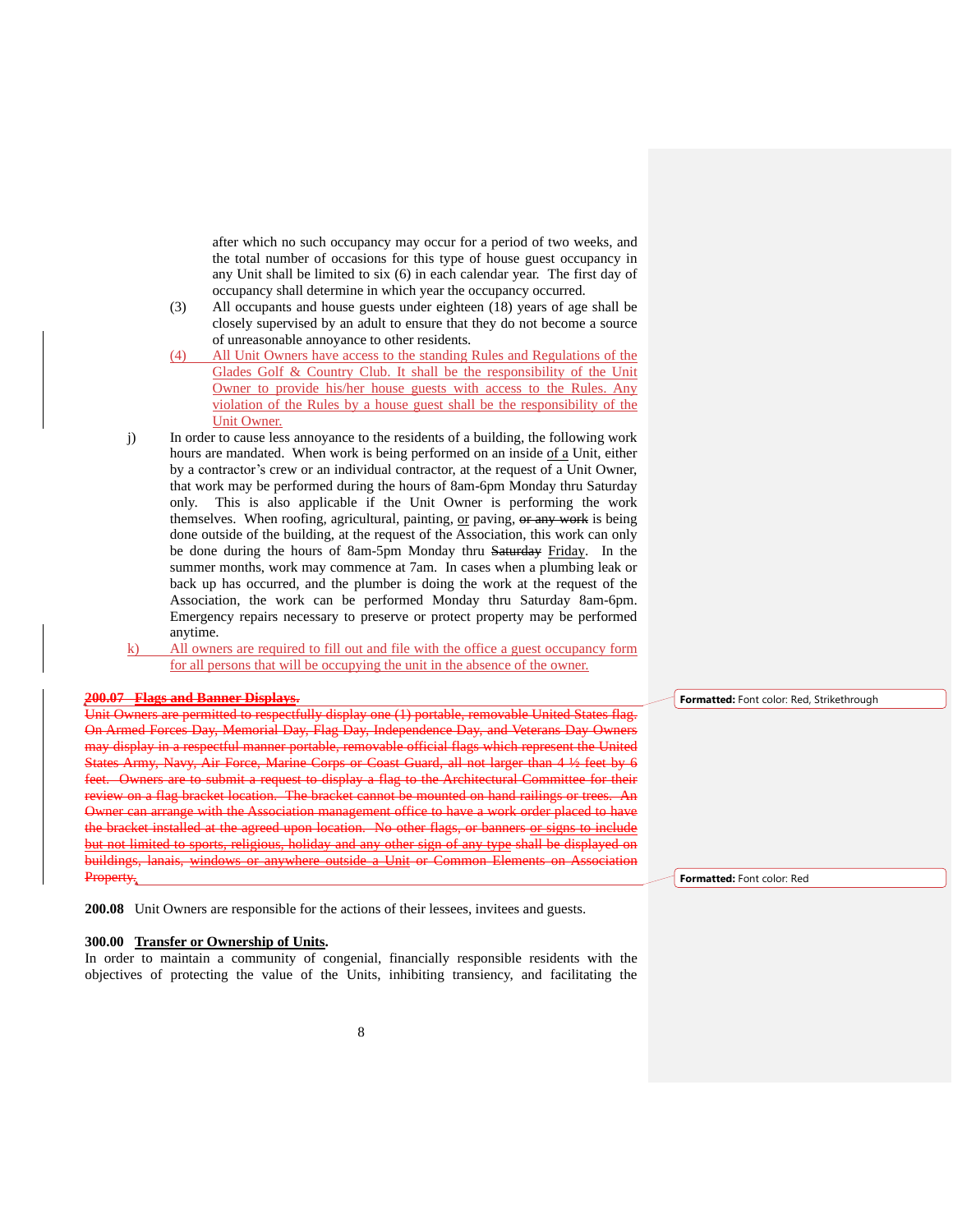after which no such occupancy may occur for a period of two weeks, and the total number of occasions for this type of house guest occupancy in any Unit shall be limited to six (6) in each calendar year. The first day of occupancy shall determine in which year the occupancy occurred.

(3) All occupants and house guests under eighteen (18) years of age shall be closely supervised by an adult to ensure that they do not become a source of unreasonable annoyance to other residents.

(4) All Unit Owners have access to the standing Rules and Regulations of the Glades Golf & Country Club. It shall be the responsibility of the Unit Owner to provide his/her house guests with access to the Rules. Any violation of the Rules by a house guest shall be the responsibility of the Unit Owner.

j) In order to cause less annoyance to the residents of a building, the following work hours are mandated. When work is being performed on an inside of a Unit, either by a contractor's crew or an individual contractor, at the request of a Unit Owner, that work may be performed during the hours of 8am-6pm Monday thru Saturday only. This is also applicable if the Unit Owner is performing the work themselves. When roofing, agricultural, painting, or paving, ~~or any work~~ is being done outside of the building, at the request of the Association, this work can only be done during the hours of 8am-5pm Monday thru ~~Saturday~~ Friday. In the summer months, work may commence at 7am. In cases when a plumbing leak or back up has occurred, and the plumber is doing the work at the request of the Association, the work can be performed Monday thru Saturday 8am-6pm. Emergency repairs necessary to preserve or protect property may be performed anytime.

k) All owners are required to fill out and file with the office a guest occupancy form for all persons that will be occupying the unit in the absence of the owner.

~~**200.07 Flags and Banner Displays.**~~

~~Unit Owners are permitted to respectfully display one (1) portable, removable United States flag. On Armed Forces Day, Memorial Day, Flag Day, Independence Day, and Veterans Day Owners may display in a respectful manner portable, removable official flags which represent the United States Army, Navy, Air Force, Marine Corps or Coast Guard, all not larger than 4 ½ feet by 6 feet. Owners are to submit a request to display a flag to the Architectural Committee for their review on a flag bracket location. The bracket cannot be mounted on hand railings or trees. An Owner can arrange with the Association management office to have a work order placed to have the bracket installed at the agreed upon location. No other flags, or banners or signs to include but not limited to sports, religious, holiday and any other sign of any type shall be displayed on buildings, lanais, windows or anywhere outside a Unit or Common Elements on Association Property.~~

**200.08** Unit Owners are responsible for the actions of their lessees, invitees and guests.

**300.00** **Transfer or Ownership of Units.**

In order to maintain a community of congenial, financially responsible residents with the objectives of protecting the value of the Units, inhibiting transiency, and facilitating the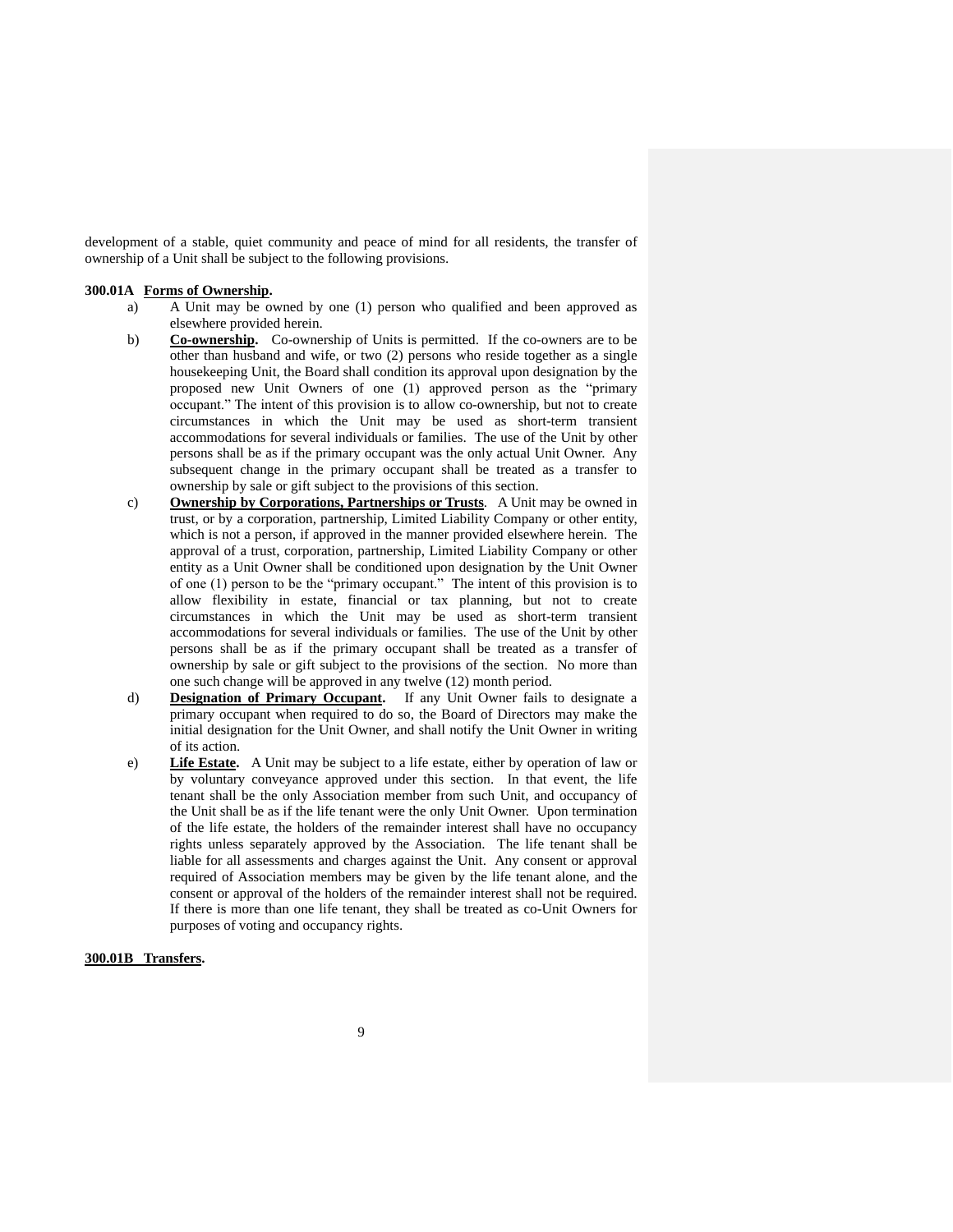development of a stable, quiet community and peace of mind for all residents, the transfer of ownership of a Unit shall be subject to the following provisions.

**300.01A <u>Forms of Ownership</u>.**

a) A Unit may be owned by one (1) person who qualified and been approved as elsewhere provided herein.

b) **<u>Co-ownership</u>.** Co-ownership of Units is permitted. If the co-owners are to be other than husband and wife, or two (2) persons who reside together as a single housekeeping Unit, the Board shall condition its approval upon designation by the proposed new Unit Owners of one (1) approved person as the "primary occupant." The intent of this provision is to allow co-ownership, but not to create circumstances in which the Unit may be used as short-term transient accommodations for several individuals or families. The use of the Unit by other persons shall be as if the primary occupant was the only actual Unit Owner. Any subsequent change in the primary occupant shall be treated as a transfer to ownership by sale or gift subject to the provisions of this section.

c) **<u>Ownership by Corporations, Partnerships or Trusts</u>**. A Unit may be owned in trust, or by a corporation, partnership, Limited Liability Company or other entity, which is not a person, if approved in the manner provided elsewhere herein. The approval of a trust, corporation, partnership, Limited Liability Company or other entity as a Unit Owner shall be conditioned upon designation by the Unit Owner of one (1) person to be the "primary occupant." The intent of this provision is to allow flexibility in estate, financial or tax planning, but not to create circumstances in which the Unit may be used as short-term transient accommodations for several individuals or families. The use of the Unit by other persons shall be as if the primary occupant shall be treated as a transfer of ownership by sale or gift subject to the provisions of the section. No more than one such change will be approved in any twelve (12) month period.

d) **<u>Designation of Primary Occupant</u>.** If any Unit Owner fails to designate a primary occupant when required to do so, the Board of Directors may make the initial designation for the Unit Owner, and shall notify the Unit Owner in writing of its action.

e) **<u>Life Estate</u>.** A Unit may be subject to a life estate, either by operation of law or by voluntary conveyance approved under this section. In that event, the life tenant shall be the only Association member from such Unit, and occupancy of the Unit shall be as if the life tenant were the only Unit Owner. Upon termination of the life estate, the holders of the remainder interest shall have no occupancy rights unless separately approved by the Association. The life tenant shall be liable for all assessments and charges against the Unit. Any consent or approval required of Association members may be given by the life tenant alone, and the consent or approval of the holders of the remainder interest shall not be required. If there is more than one life tenant, they shall be treated as co-Unit Owners for purposes of voting and occupancy rights.

**<u>300.01B Transfers</u>.**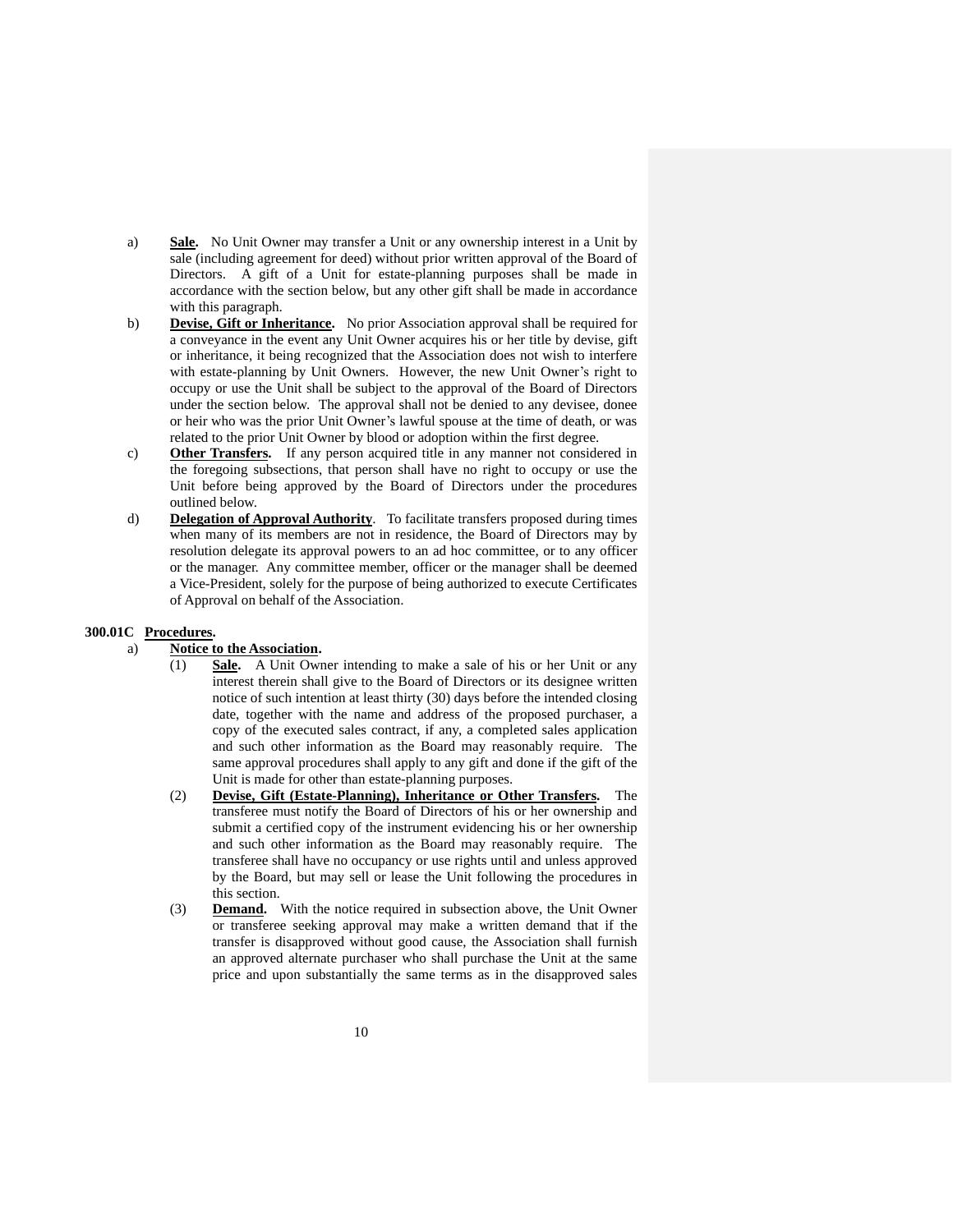a) **Sale.** No Unit Owner may transfer a Unit or any ownership interest in a Unit by sale (including agreement for deed) without prior written approval of the Board of Directors. A gift of a Unit for estate-planning purposes shall be made in accordance with the section below, but any other gift shall be made in accordance with this paragraph.

b) **Devise, Gift or Inheritance.** No prior Association approval shall be required for a conveyance in the event any Unit Owner acquires his or her title by devise, gift or inheritance, it being recognized that the Association does not wish to interfere with estate-planning by Unit Owners. However, the new Unit Owner's right to occupy or use the Unit shall be subject to the approval of the Board of Directors under the section below. The approval shall not be denied to any devisee, donee or heir who was the prior Unit Owner's lawful spouse at the time of death, or was related to the prior Unit Owner by blood or adoption within the first degree.

c) **Other Transfers.** If any person acquired title in any manner not considered in the foregoing subsections, that person shall have no right to occupy or use the Unit before being approved by the Board of Directors under the procedures outlined below.

d) **Delegation of Approval Authority**. To facilitate transfers proposed during times when many of its members are not in residence, the Board of Directors may by resolution delegate its approval powers to an ad hoc committee, or to any officer or the manager. Any committee member, officer or the manager shall be deemed a Vice-President, solely for the purpose of being authorized to execute Certificates of Approval on behalf of the Association.

**300.01C Procedures.**

a) **Notice to the Association.**

(1) **Sale.** A Unit Owner intending to make a sale of his or her Unit or any interest therein shall give to the Board of Directors or its designee written notice of such intention at least thirty (30) days before the intended closing date, together with the name and address of the proposed purchaser, a copy of the executed sales contract, if any, a completed sales application and such other information as the Board may reasonably require. The same approval procedures shall apply to any gift and done if the gift of the Unit is made for other than estate-planning purposes.

(2) **Devise, Gift (Estate-Planning), Inheritance or Other Transfers.** The transferee must notify the Board of Directors of his or her ownership and submit a certified copy of the instrument evidencing his or her ownership and such other information as the Board may reasonably require. The transferee shall have no occupancy or use rights until and unless approved by the Board, but may sell or lease the Unit following the procedures in this section.

(3) **Demand.** With the notice required in subsection above, the Unit Owner or transferee seeking approval may make a written demand that if the transfer is disapproved without good cause, the Association shall furnish an approved alternate purchaser who shall purchase the Unit at the same price and upon substantially the same terms as in the disapproved sales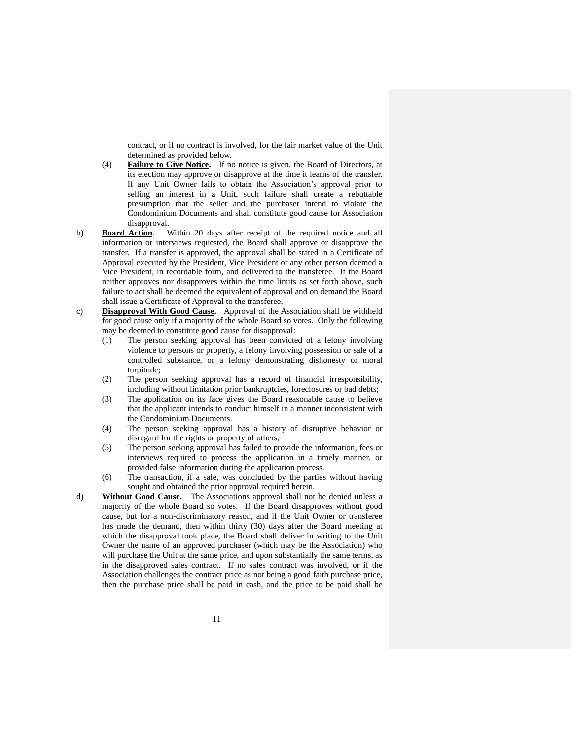contract, or if no contract is involved, for the fair market value of the Unit determined as provided below.

(4) **Failure to Give Notice.** If no notice is given, the Board of Directors, at its election may approve or disapprove at the time it learns of the transfer. If any Unit Owner fails to obtain the Association's approval prior to selling an interest in a Unit, such failure shall create a rebuttable presumption that the seller and the purchaser intend to violate the Condominium Documents and shall constitute good cause for Association disapproval.

b) **Board Action.** Within 20 days after receipt of the required notice and all information or interviews requested, the Board shall approve or disapprove the transfer. If a transfer is approved, the approval shall be stated in a Certificate of Approval executed by the President, Vice President or any other person deemed a Vice President, in recordable form, and delivered to the transferee. If the Board neither approves nor disapproves within the time limits as set forth above, such failure to act shall be deemed the equivalent of approval and on demand the Board shall issue a Certificate of Approval to the transferee.

c) **Disapproval With Good Cause.** Approval of the Association shall be withheld for good cause only if a majority of the whole Board so votes. Only the following may be deemed to constitute good cause for disapproval:

(1) The person seeking approval has been convicted of a felony involving violence to persons or property, a felony involving possession or sale of a controlled substance, or a felony demonstrating dishonesty or moral turpitude;

(2) The person seeking approval has a record of financial irresponsibility, including without limitation prior bankruptcies, foreclosures or bad debts;

(3) The application on its face gives the Board reasonable cause to believe that the applicant intends to conduct himself in a manner inconsistent with the Condominium Documents.

(4) The person seeking approval has a history of disruptive behavior or disregard for the rights or property of others;

(5) The person seeking approval has failed to provide the information, fees or interviews required to process the application in a timely manner, or provided false information during the application process.

(6) The transaction, if a sale, was concluded by the parties without having sought and obtained the prior approval required herein.

d) **Without Good Cause.** The Associations approval shall not be denied unless a majority of the whole Board so votes. If the Board disapproves without good cause, but for a non-discriminatory reason, and if the Unit Owner or transferee has made the demand, then within thirty (30) days after the Board meeting at which the disapproval took place, the Board shall deliver in writing to the Unit Owner the name of an approved purchaser (which may be the Association) who will purchase the Unit at the same price, and upon substantially the same terms, as in the disapproved sales contract. If no sales contract was involved, or if the Association challenges the contract price as not being a good faith purchase price, then the purchase price shall be paid in cash, and the price to be paid shall be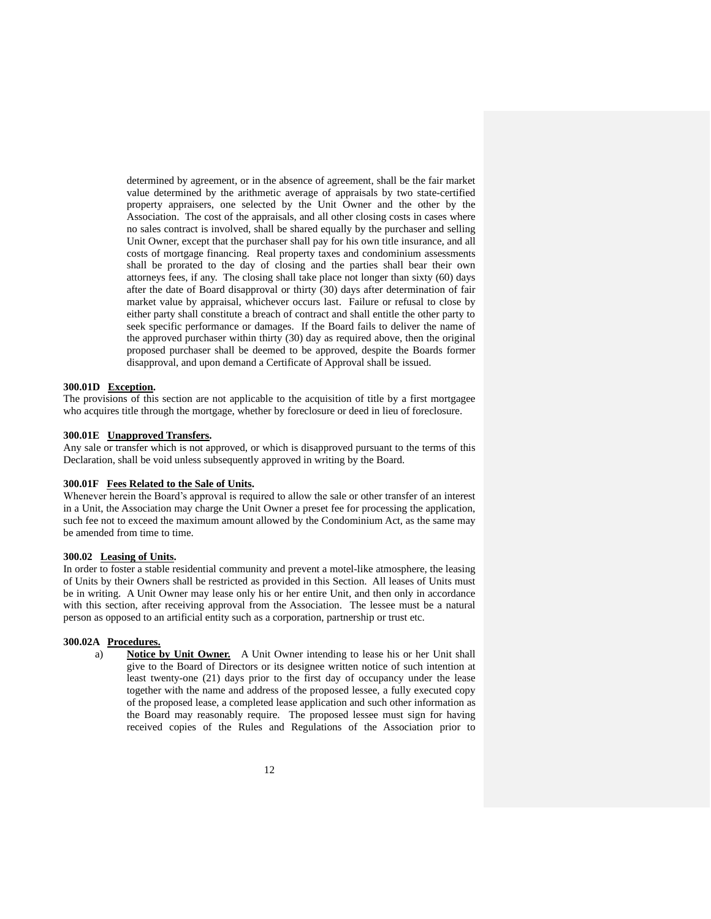determined by agreement, or in the absence of agreement, shall be the fair market value determined by the arithmetic average of appraisals by two state-certified property appraisers, one selected by the Unit Owner and the other by the Association. The cost of the appraisals, and all other closing costs in cases where no sales contract is involved, shall be shared equally by the purchaser and selling Unit Owner, except that the purchaser shall pay for his own title insurance, and all costs of mortgage financing. Real property taxes and condominium assessments shall be prorated to the day of closing and the parties shall bear their own attorneys fees, if any. The closing shall take place not longer than sixty (60) days after the date of Board disapproval or thirty (30) days after determination of fair market value by appraisal, whichever occurs last. Failure or refusal to close by either party shall constitute a breach of contract and shall entitle the other party to seek specific performance or damages. If the Board fails to deliver the name of the approved purchaser within thirty (30) day as required above, then the original proposed purchaser shall be deemed to be approved, despite the Boards former disapproval, and upon demand a Certificate of Approval shall be issued.

**300.01D Exception.**
The provisions of this section are not applicable to the acquisition of title by a first mortgagee who acquires title through the mortgage, whether by foreclosure or deed in lieu of foreclosure.

**300.01E Unapproved Transfers.**
Any sale or transfer which is not approved, or which is disapproved pursuant to the terms of this Declaration, shall be void unless subsequently approved in writing by the Board.

**300.01F Fees Related to the Sale of Units.**
Whenever herein the Board's approval is required to allow the sale or other transfer of an interest in a Unit, the Association may charge the Unit Owner a preset fee for processing the application, such fee not to exceed the maximum amount allowed by the Condominium Act, as the same may be amended from time to time.

**300.02 Leasing of Units.**
In order to foster a stable residential community and prevent a motel-like atmosphere, the leasing of Units by their Owners shall be restricted as provided in this Section. All leases of Units must be in writing. A Unit Owner may lease only his or her entire Unit, and then only in accordance with this section, after receiving approval from the Association. The lessee must be a natural person as opposed to an artificial entity such as a corporation, partnership or trust etc.

**300.02A Procedures.**

a) **Notice by Unit Owner.** A Unit Owner intending to lease his or her Unit shall give to the Board of Directors or its designee written notice of such intention at least twenty-one (21) days prior to the first day of occupancy under the lease together with the name and address of the proposed lessee, a fully executed copy of the proposed lease, a completed lease application and such other information as the Board may reasonably require. The proposed lessee must sign for having received copies of the Rules and Regulations of the Association prior to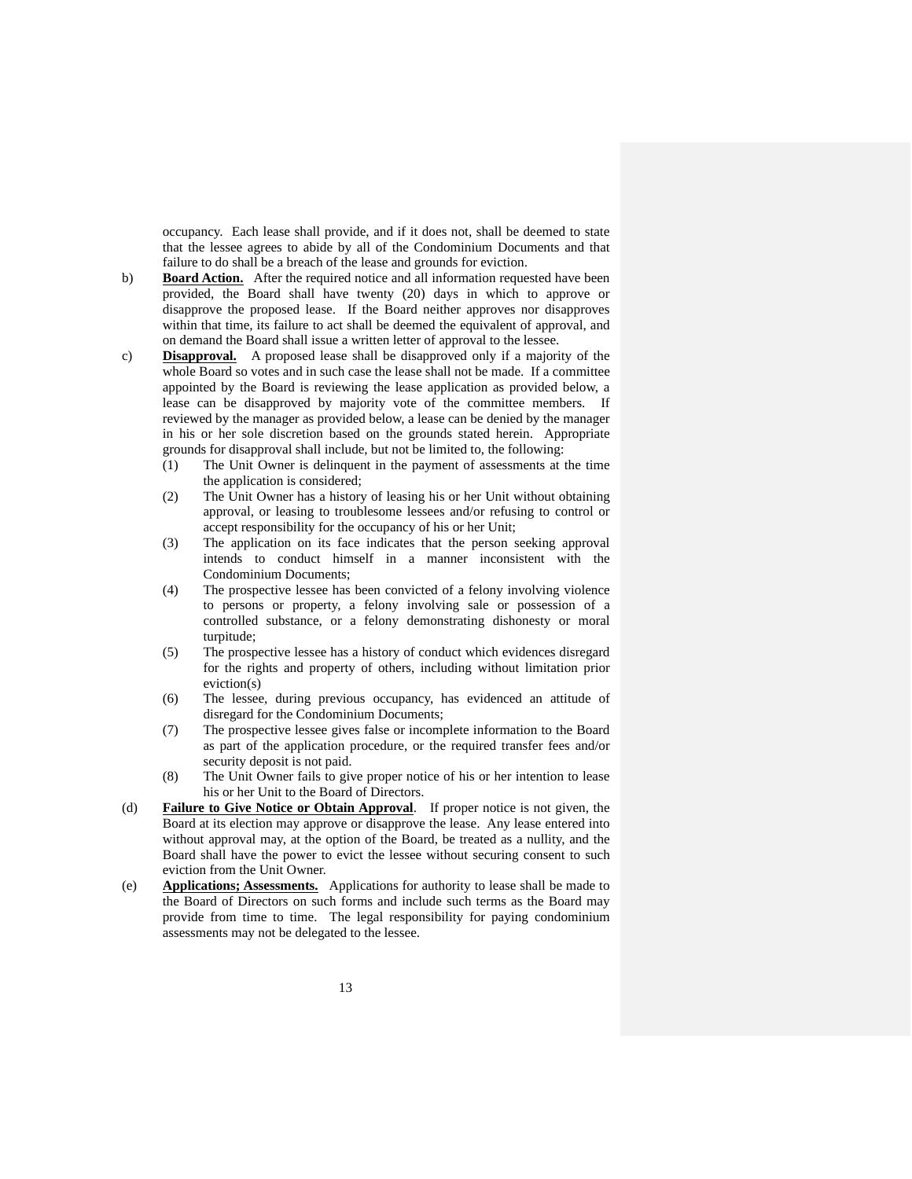occupancy. Each lease shall provide, and if it does not, shall be deemed to state that the lessee agrees to abide by all of the Condominium Documents and that failure to do shall be a breach of the lease and grounds for eviction.

b) **Board Action.** After the required notice and all information requested have been provided, the Board shall have twenty (20) days in which to approve or disapprove the proposed lease. If the Board neither approves nor disapproves within that time, its failure to act shall be deemed the equivalent of approval, and on demand the Board shall issue a written letter of approval to the lessee.

c) **Disapproval.** A proposed lease shall be disapproved only if a majority of the whole Board so votes and in such case the lease shall not be made. If a committee appointed by the Board is reviewing the lease application as provided below, a lease can be disapproved by majority vote of the committee members. If reviewed by the manager as provided below, a lease can be denied by the manager in his or her sole discretion based on the grounds stated herein. Appropriate grounds for disapproval shall include, but not be limited to, the following:

  (1) The Unit Owner is delinquent in the payment of assessments at the time the application is considered;

  (2) The Unit Owner has a history of leasing his or her Unit without obtaining approval, or leasing to troublesome lessees and/or refusing to control or accept responsibility for the occupancy of his or her Unit;

  (3) The application on its face indicates that the person seeking approval intends to conduct himself in a manner inconsistent with the Condominium Documents;

  (4) The prospective lessee has been convicted of a felony involving violence to persons or property, a felony involving sale or possession of a controlled substance, or a felony demonstrating dishonesty or moral turpitude;

  (5) The prospective lessee has a history of conduct which evidences disregard for the rights and property of others, including without limitation prior eviction(s)

  (6) The lessee, during previous occupancy, has evidenced an attitude of disregard for the Condominium Documents;

  (7) The prospective lessee gives false or incomplete information to the Board as part of the application procedure, or the required transfer fees and/or security deposit is not paid.

  (8) The Unit Owner fails to give proper notice of his or her intention to lease his or her Unit to the Board of Directors.

(d) **Failure to Give Notice or Obtain Approval**. If proper notice is not given, the Board at its election may approve or disapprove the lease. Any lease entered into without approval may, at the option of the Board, be treated as a nullity, and the Board shall have the power to evict the lessee without securing consent to such eviction from the Unit Owner.

(e) **Applications; Assessments.** Applications for authority to lease shall be made to the Board of Directors on such forms and include such terms as the Board may provide from time to time. The legal responsibility for paying condominium assessments may not be delegated to the lessee.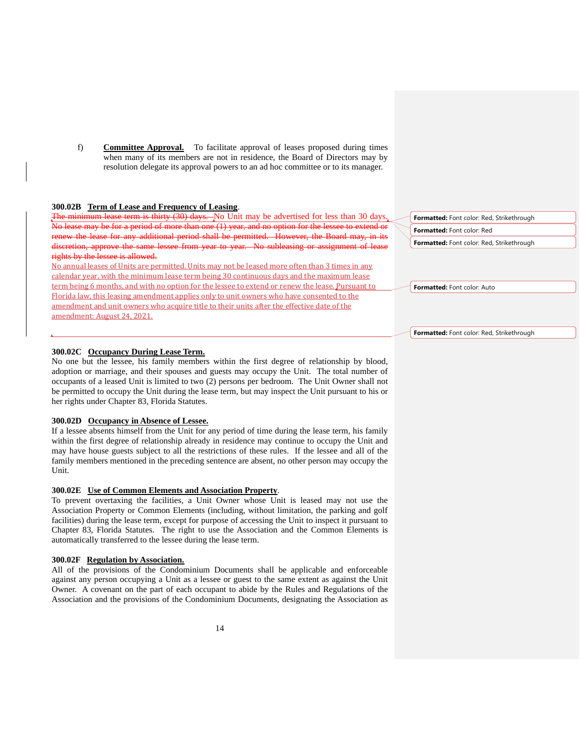f) **Committee Approval.** To facilitate approval of leases proposed during times when many of its members are not in residence, the Board of Directors may by resolution delegate its approval powers to an ad hoc committee or to its manager.

**300.02B Term of Lease and Frequency of Leasing**.

~~The minimum lease term is thirty (30) days.~~ No Unit may be advertised for less than 30 days. ~~No lease may be for a period of more than one (1) year, and no option for the lessee to extend or renew the lease for any additional period shall be permitted. However, the Board may, in its discretion, approve the same lessee from year to year. No subleasing or assignment of lease rights by the lessee is allowed.~~

No annual leases of Units are permitted. Units may not be leased more often than 3 times in any calendar year, with the minimum lease term being 30 continuous days and the maximum lease term being 6 months, and with no option for the lessee to extend or renew the lease. Pursuant to Florida law, this leasing amendment applies only to unit owners who have consented to the amendment and unit owners who acquire title to their units after the effective date of the amendment: August 24, 2021.

Formatted: Font color: Red, Strikethrough

Formatted: Font color: Red

Formatted: Font color: Red, Strikethrough

Formatted: Font color: Auto

Formatted: Font color: Red, Strikethrough

**300.02C Occupancy During Lease Term.**

No one but the lessee, his family members within the first degree of relationship by blood, adoption or marriage, and their spouses and guests may occupy the Unit. The total number of occupants of a leased Unit is limited to two (2) persons per bedroom. The Unit Owner shall not be permitted to occupy the Unit during the lease term, but may inspect the Unit pursuant to his or her rights under Chapter 83, Florida Statutes.

**300.02D Occupancy in Absence of Lessee.**

If a lessee absents himself from the Unit for any period of time during the lease term, his family within the first degree of relationship already in residence may continue to occupy the Unit and may have house guests subject to all the restrictions of these rules. If the lessee and all of the family members mentioned in the preceding sentence are absent, no other person may occupy the Unit.

**300.02E Use of Common Elements and Association Property**.

To prevent overtaxing the facilities, a Unit Owner whose Unit is leased may not use the Association Property or Common Elements (including, without limitation, the parking and golf facilities) during the lease term, except for purpose of accessing the Unit to inspect it pursuant to Chapter 83, Florida Statutes. The right to use the Association and the Common Elements is automatically transferred to the lessee during the lease term.

**300.02F Regulation by Association.**

All of the provisions of the Condominium Documents shall be applicable and enforceable against any person occupying a Unit as a lessee or guest to the same extent as against the Unit Owner. A covenant on the part of each occupant to abide by the Rules and Regulations of the Association and the provisions of the Condominium Documents, designating the Association as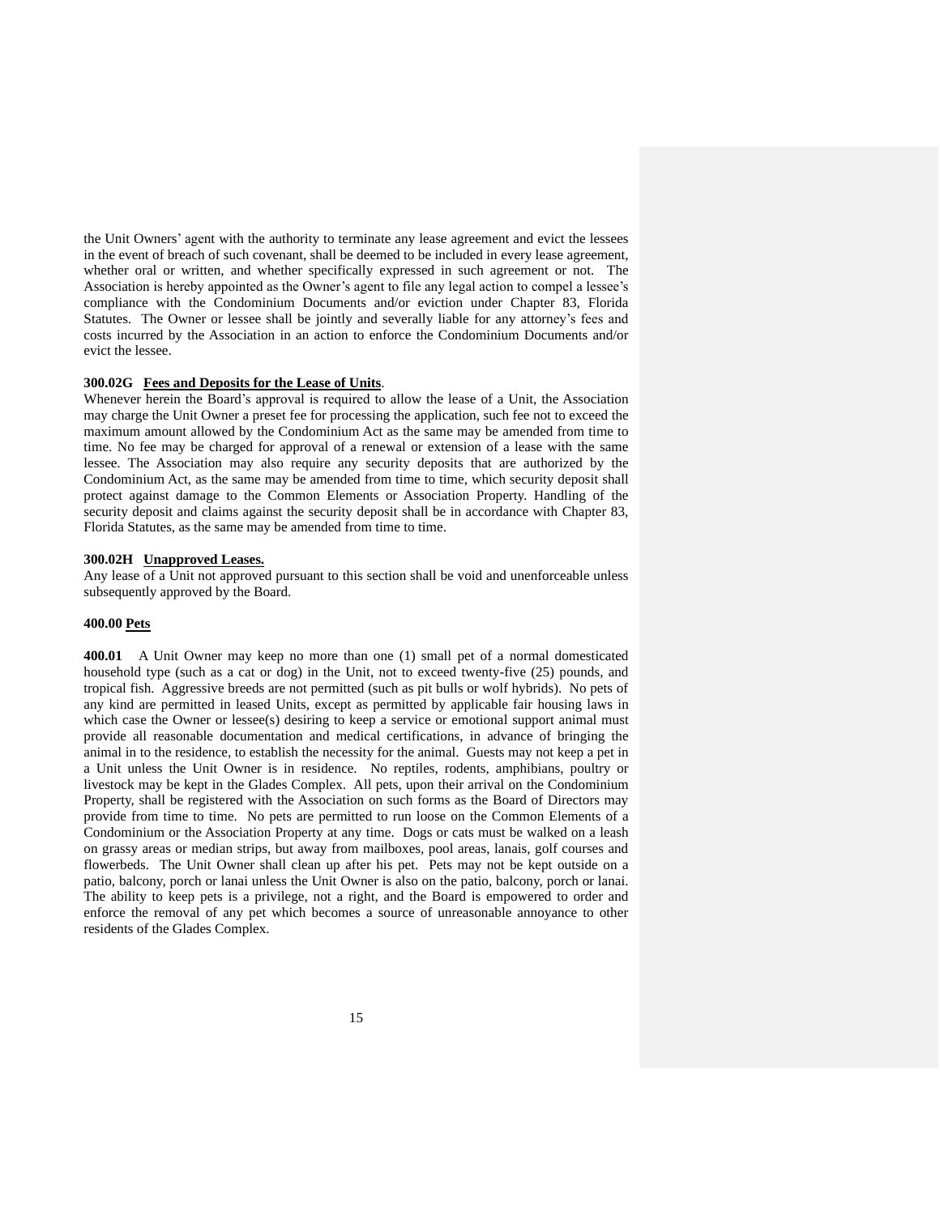the Unit Owners' agent with the authority to terminate any lease agreement and evict the lessees in the event of breach of such covenant, shall be deemed to be included in every lease agreement, whether oral or written, and whether specifically expressed in such agreement or not. The Association is hereby appointed as the Owner's agent to file any legal action to compel a lessee's compliance with the Condominium Documents and/or eviction under Chapter 83, Florida Statutes. The Owner or lessee shall be jointly and severally liable for any attorney's fees and costs incurred by the Association in an action to enforce the Condominium Documents and/or evict the lessee.

**300.02G <u>Fees and Deposits for the Lease of Units</u>**.

Whenever herein the Board's approval is required to allow the lease of a Unit, the Association may charge the Unit Owner a preset fee for processing the application, such fee not to exceed the maximum amount allowed by the Condominium Act as the same may be amended from time to time. No fee may be charged for approval of a renewal or extension of a lease with the same lessee. The Association may also require any security deposits that are authorized by the Condominium Act, as the same may be amended from time to time, which security deposit shall protect against damage to the Common Elements or Association Property. Handling of the security deposit and claims against the security deposit shall be in accordance with Chapter 83, Florida Statutes, as the same may be amended from time to time.

**300.02H <u>Unapproved Leases.</u>**

Any lease of a Unit not approved pursuant to this section shall be void and unenforceable unless subsequently approved by the Board.

**400.00 <u>Pets</u>**

**400.01** A Unit Owner may keep no more than one (1) small pet of a normal domesticated household type (such as a cat or dog) in the Unit, not to exceed twenty-five (25) pounds, and tropical fish. Aggressive breeds are not permitted (such as pit bulls or wolf hybrids). No pets of any kind are permitted in leased Units, except as permitted by applicable fair housing laws in which case the Owner or lessee(s) desiring to keep a service or emotional support animal must provide all reasonable documentation and medical certifications, in advance of bringing the animal in to the residence, to establish the necessity for the animal. Guests may not keep a pet in a Unit unless the Unit Owner is in residence. No reptiles, rodents, amphibians, poultry or livestock may be kept in the Glades Complex. All pets, upon their arrival on the Condominium Property, shall be registered with the Association on such forms as the Board of Directors may provide from time to time. No pets are permitted to run loose on the Common Elements of a Condominium or the Association Property at any time. Dogs or cats must be walked on a leash on grassy areas or median strips, but away from mailboxes, pool areas, lanais, golf courses and flowerbeds. The Unit Owner shall clean up after his pet. Pets may not be kept outside on a patio, balcony, porch or lanai unless the Unit Owner is also on the patio, balcony, porch or lanai. The ability to keep pets is a privilege, not a right, and the Board is empowered to order and enforce the removal of any pet which becomes a source of unreasonable annoyance to other residents of the Glades Complex.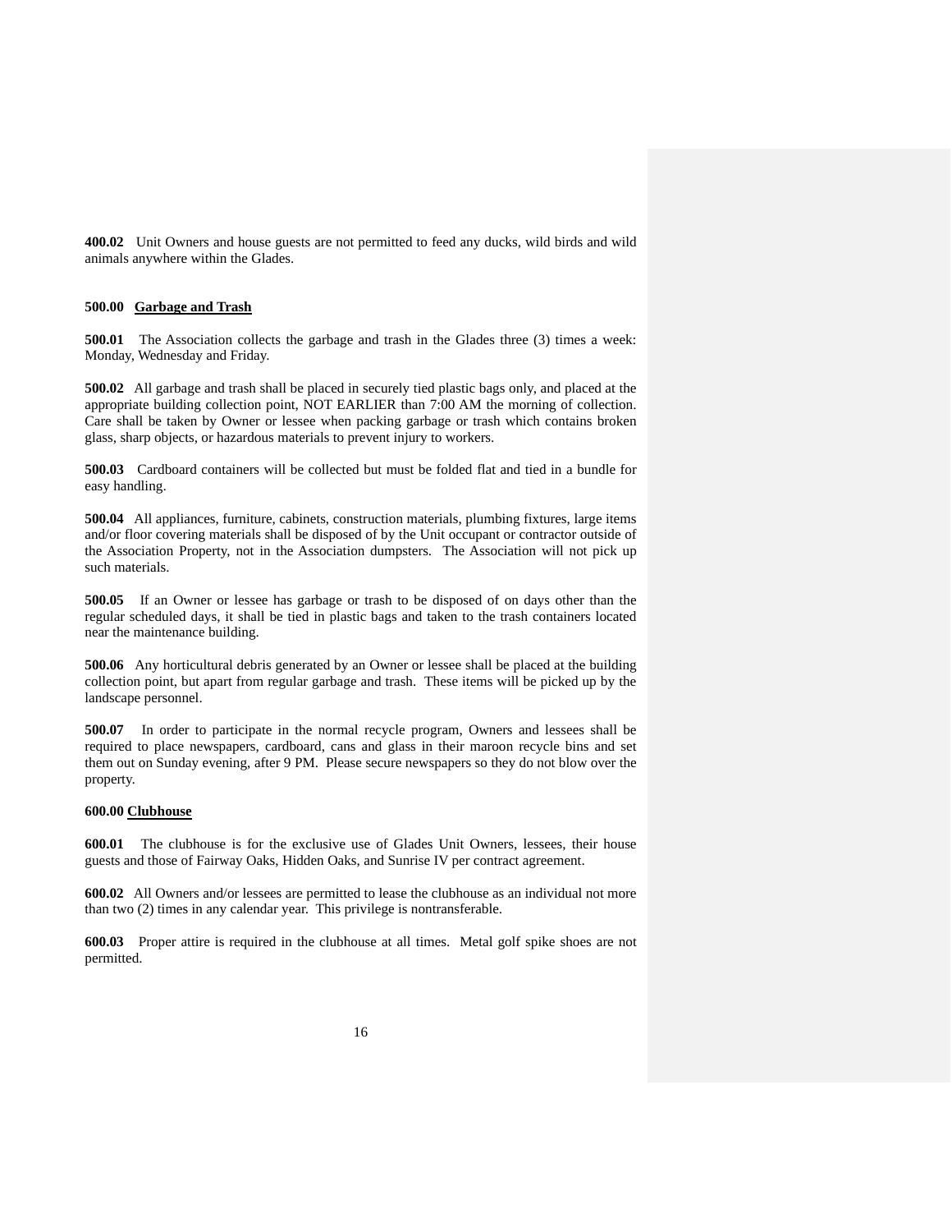**400.02** Unit Owners and house guests are not permitted to feed any ducks, wild birds and wild animals anywhere within the Glades.

**500.00 <u>Garbage and Trash</u>**

**500.01** The Association collects the garbage and trash in the Glades three (3) times a week: Monday, Wednesday and Friday.

**500.02** All garbage and trash shall be placed in securely tied plastic bags only, and placed at the appropriate building collection point, NOT EARLIER than 7:00 AM the morning of collection. Care shall be taken by Owner or lessee when packing garbage or trash which contains broken glass, sharp objects, or hazardous materials to prevent injury to workers.

**500.03** Cardboard containers will be collected but must be folded flat and tied in a bundle for easy handling.

**500.04** All appliances, furniture, cabinets, construction materials, plumbing fixtures, large items and/or floor covering materials shall be disposed of by the Unit occupant or contractor outside of the Association Property, not in the Association dumpsters. The Association will not pick up such materials.

**500.05** If an Owner or lessee has garbage or trash to be disposed of on days other than the regular scheduled days, it shall be tied in plastic bags and taken to the trash containers located near the maintenance building.

**500.06** Any horticultural debris generated by an Owner or lessee shall be placed at the building collection point, but apart from regular garbage and trash. These items will be picked up by the landscape personnel.

**500.07** In order to participate in the normal recycle program, Owners and lessees shall be required to place newspapers, cardboard, cans and glass in their maroon recycle bins and set them out on Sunday evening, after 9 PM. Please secure newspapers so they do not blow over the property.

**600.00 <u>Clubhouse</u>**

**600.01** The clubhouse is for the exclusive use of Glades Unit Owners, lessees, their house guests and those of Fairway Oaks, Hidden Oaks, and Sunrise IV per contract agreement.

**600.02** All Owners and/or lessees are permitted to lease the clubhouse as an individual not more than two (2) times in any calendar year. This privilege is nontransferable.

**600.03** Proper attire is required in the clubhouse at all times. Metal golf spike shoes are not permitted.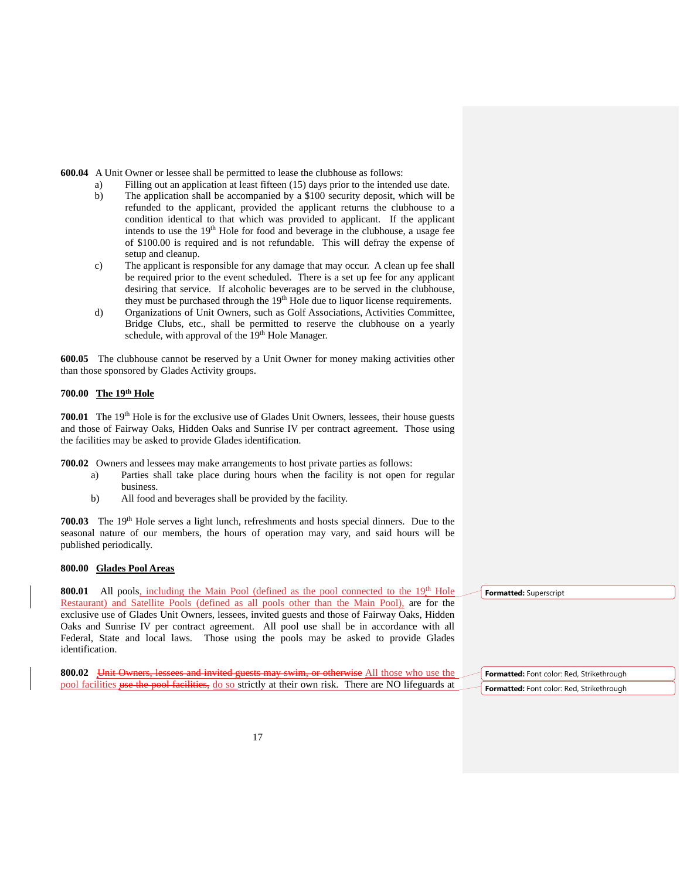**600.04** A Unit Owner or lessee shall be permitted to lease the clubhouse as follows:

a) Filling out an application at least fifteen (15) days prior to the intended use date.

b) The application shall be accompanied by a $100 security deposit, which will be refunded to the applicant, provided the applicant returns the clubhouse to a condition identical to that which was provided to applicant. If the applicant intends to use the 19th Hole for food and beverage in the clubhouse, a usage fee of $100.00 is required and is not refundable. This will defray the expense of setup and cleanup.

c) The applicant is responsible for any damage that may occur. A clean up fee shall be required prior to the event scheduled. There is a set up fee for any applicant desiring that service. If alcoholic beverages are to be served in the clubhouse, they must be purchased through the 19th Hole due to liquor license requirements.

d) Organizations of Unit Owners, such as Golf Associations, Activities Committee, Bridge Clubs, etc., shall be permitted to reserve the clubhouse on a yearly schedule, with approval of the 19th Hole Manager.

**600.05** The clubhouse cannot be reserved by a Unit Owner for money making activities other than those sponsored by Glades Activity groups.

## 700.00 The 19th Hole

**700.01** The 19th Hole is for the exclusive use of Glades Unit Owners, lessees, their house guests and those of Fairway Oaks, Hidden Oaks and Sunrise IV per contract agreement. Those using the facilities may be asked to provide Glades identification.

**700.02** Owners and lessees may make arrangements to host private parties as follows:

a) Parties shall take place during hours when the facility is not open for regular business.

b) All food and beverages shall be provided by the facility.

**700.03** The 19th Hole serves a light lunch, refreshments and hosts special dinners. Due to the seasonal nature of our members, the hours of operation may vary, and said hours will be published periodically.

## 800.00 Glades Pool Areas

**800.01** All pools, including the Main Pool (defined as the pool connected to the 19th Hole Restaurant) and Satellite Pools (defined as all pools other than the Main Pool), are for the exclusive use of Glades Unit Owners, lessees, invited guests and those of Fairway Oaks, Hidden Oaks and Sunrise IV per contract agreement. All pool use shall be in accordance with all Federal, State and local laws. Those using the pools may be asked to provide Glades identification.

**800.02** ~~Unit Owners, lessees and invited guests may swim, or otherwise~~ All those who use the pool facilities ~~use the pool facilities,~~ do so strictly at their own risk. There are NO lifeguards at

Formatted: Superscript

Formatted: Font color: Red, Strikethrough

Formatted: Font color: Red, Strikethrough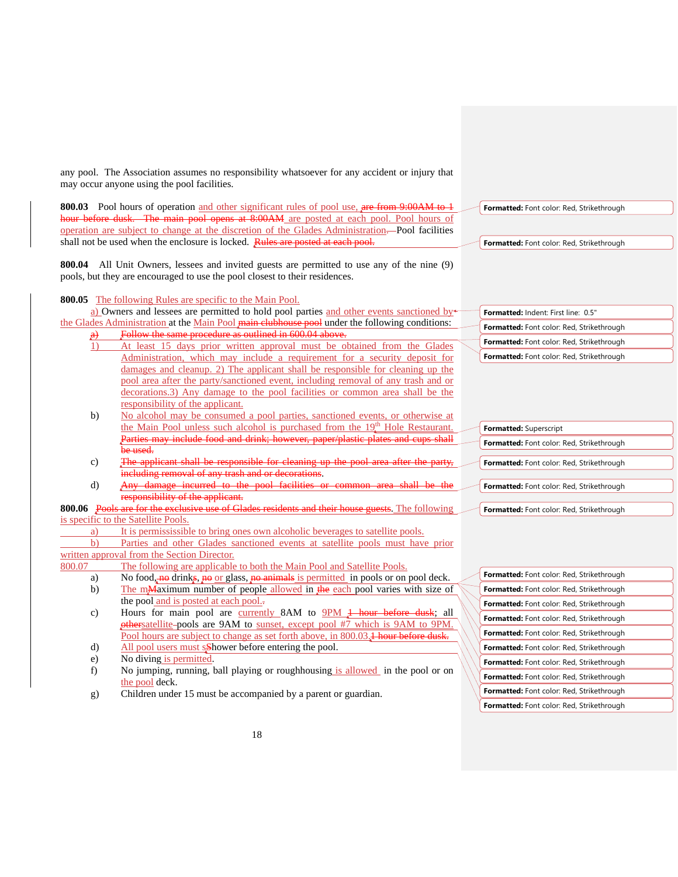any pool. The Association assumes no responsibility whatsoever for any accident or injury that may occur anyone using the pool facilities.

**800.03** Pool hours of operation and other significant rules of pool use, ~~are from 9:00AM to 1 hour before dusk. The main pool opens at 8:00AM~~ are posted at each pool. Pool hours of operation are subject to change at the discretion of the Glades Administration. Pool facilities shall not be used when the enclosure is locked. ~~Rules are posted at each pool.~~

**800.04** All Unit Owners, lessees and invited guests are permitted to use any of the nine (9) pools, but they are encouraged to use the pool closest to their residences.

**800.05** The following Rules are specific to the Main Pool.

a) Owners and lessees are permitted to hold pool parties and other events sanctioned by the Glades Administration at the Main Pool ~~main clubhouse pool~~ under the following conditions:

~~a)~~ ~~Follow the same procedure as outlined in 600.04 above.~~

1) At least 15 days prior written approval must be obtained from the Glades Administration, which may include a requirement for a security deposit for damages and cleanup. 2) The applicant shall be responsible for cleaning up the pool area after the party/sanctioned event, including removal of any trash and or decorations. 3) Any damage to the pool facilities or common area shall be the responsibility of the applicant.

b) No alcohol may be consumed a pool parties, sanctioned events, or otherwise at the Main Pool unless such alcohol is purchased from the 19th Hole Restaurant. ~~Parties may include food and drink; however, paper/plastic plates and cups shall be used.~~

c) ~~The applicant shall be responsible for cleaning up the pool area after the party, including removal of any trash and or decorations~~.

d) ~~Any damage incurred to the pool facilities or common area shall be the responsibility of the applicant.~~

**800.06** ~~Pools are for the exclusive use of Glades residents and their house guests~~. The following is specific to the Satellite Pools.

a) It is permississible to bring ones own alcoholic beverages to satellite pools.

b) Parties and other Glades sanctioned events at satellite pools must have prior written approval from the Section Director.

800.07 The following are applicable to both the Main Pool and Satellite Pools.

a) No food, ~~no~~ drink~~s~~, ~~no~~ or glass, ~~no animals~~ is permitted in pools or on pool deck.

b) The m~~M~~aximum number of people allowed in ~~the~~ each pool varies with size of the pool and is posted at each pool.~~.~~

c) Hours for main pool are currently 8AM to 9PM ~~1 hour before dusk~~; all ~~other~~satellite pools are 9AM to sunset, except pool #7 which is 9AM to 9PM. Pool hours are subject to change as set forth above, in 800.03.~~1 hour before dusk.~~

d) All pool users must s~~S~~hower before entering the pool.

e) No diving is permitted.

f) No jumping, running, ball playing or roughhousing is allowed in the pool or on the pool deck.

g) Children under 15 must be accompanied by a parent or guardian.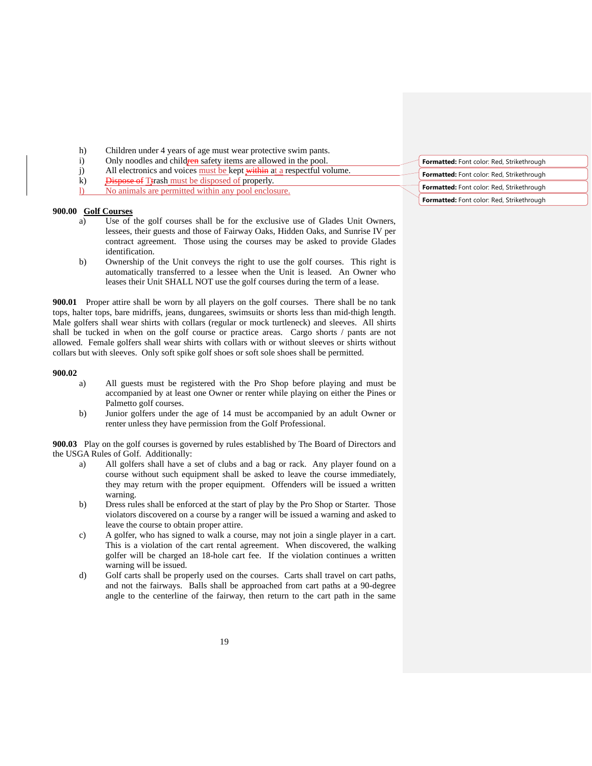h) Children under 4 years of age must wear protective swim pants.
i) Only noodles and child~~ren~~ safety items are allowed in the pool.
j) All electronics and voices must be kept ~~within~~ at a respectful volume.
k) ~~Dispose of~~ Trash must be disposed of properly.
l) No animals are permitted within any pool enclosure.

**900.00 Golf Courses**

a) Use of the golf courses shall be for the exclusive use of Glades Unit Owners, lessees, their guests and those of Fairway Oaks, Hidden Oaks, and Sunrise IV per contract agreement. Those using the courses may be asked to provide Glades identification.

b) Ownership of the Unit conveys the right to use the golf courses. This right is automatically transferred to a lessee when the Unit is leased. An Owner who leases their Unit SHALL NOT use the golf courses during the term of a lease.

**900.01** Proper attire shall be worn by all players on the golf courses. There shall be no tank tops, halter tops, bare midriffs, jeans, dungarees, swimsuits or shorts less than mid-thigh length. Male golfers shall wear shirts with collars (regular or mock turtleneck) and sleeves. All shirts shall be tucked in when on the golf course or practice areas. Cargo shorts / pants are not allowed. Female golfers shall wear shirts with collars with or without sleeves or shirts without collars but with sleeves. Only soft spike golf shoes or soft sole shoes shall be permitted.

**900.02**

a) All guests must be registered with the Pro Shop before playing and must be accompanied by at least one Owner or renter while playing on either the Pines or Palmetto golf courses.

b) Junior golfers under the age of 14 must be accompanied by an adult Owner or renter unless they have permission from the Golf Professional.

**900.03** Play on the golf courses is governed by rules established by The Board of Directors and the USGA Rules of Golf. Additionally:

a) All golfers shall have a set of clubs and a bag or rack. Any player found on a course without such equipment shall be asked to leave the course immediately, they may return with the proper equipment. Offenders will be issued a written warning.

b) Dress rules shall be enforced at the start of play by the Pro Shop or Starter. Those violators discovered on a course by a ranger will be issued a warning and asked to leave the course to obtain proper attire.

c) A golfer, who has signed to walk a course, may not join a single player in a cart. This is a violation of the cart rental agreement. When discovered, the walking golfer will be charged an 18-hole cart fee. If the violation continues a written warning will be issued.

d) Golf carts shall be properly used on the courses. Carts shall travel on cart paths, and not the fairways. Balls shall be approached from cart paths at a 90-degree angle to the centerline of the fairway, then return to the cart path in the same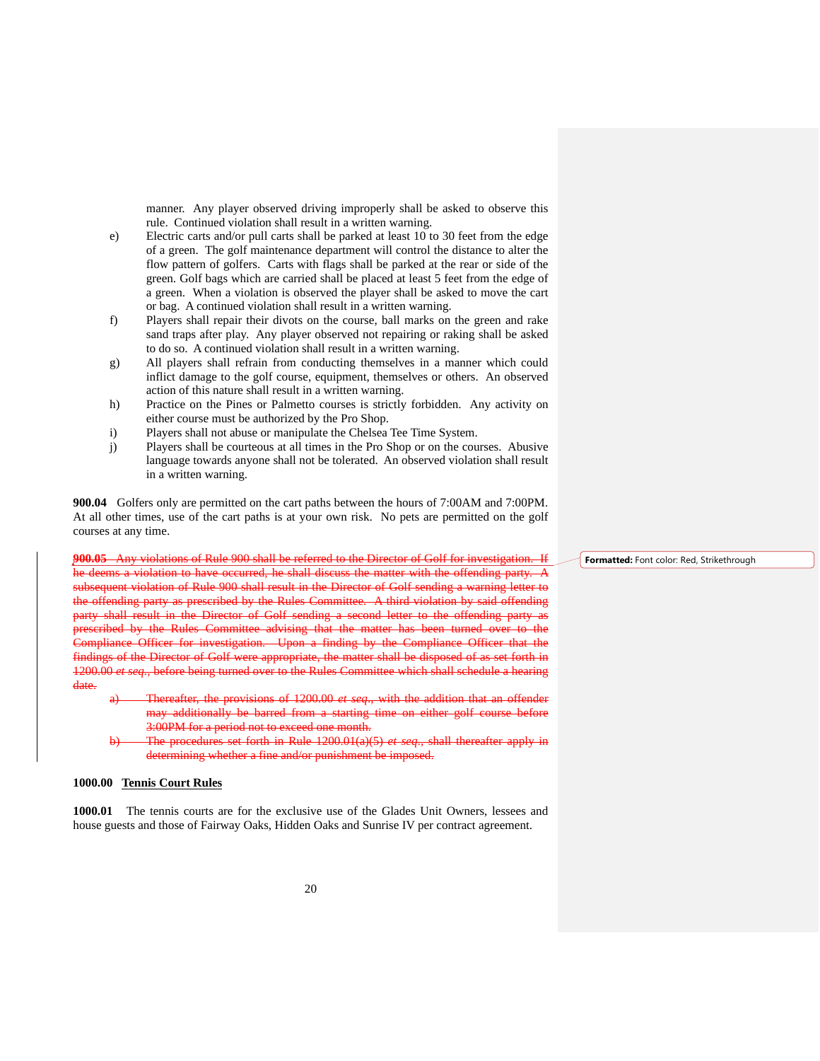manner. Any player observed driving improperly shall be asked to observe this rule. Continued violation shall result in a written warning.

e) Electric carts and/or pull carts shall be parked at least 10 to 30 feet from the edge of a green. The golf maintenance department will control the distance to alter the flow pattern of golfers. Carts with flags shall be parked at the rear or side of the green. Golf bags which are carried shall be placed at least 5 feet from the edge of a green. When a violation is observed the player shall be asked to move the cart or bag. A continued violation shall result in a written warning.

f) Players shall repair their divots on the course, ball marks on the green and rake sand traps after play. Any player observed not repairing or raking shall be asked to do so. A continued violation shall result in a written warning.

g) All players shall refrain from conducting themselves in a manner which could inflict damage to the golf course, equipment, themselves or others. An observed action of this nature shall result in a written warning.

h) Practice on the Pines or Palmetto courses is strictly forbidden. Any activity on either course must be authorized by the Pro Shop.

i) Players shall not abuse or manipulate the Chelsea Tee Time System.

j) Players shall be courteous at all times in the Pro Shop or on the courses. Abusive language towards anyone shall not be tolerated. An observed violation shall result in a written warning.

**900.04** Golfers only are permitted on the cart paths between the hours of 7:00AM and 7:00PM. At all other times, use of the cart paths is at your own risk. No pets are permitted on the golf courses at any time.

~~**900.05** Any violations of Rule 900 shall be referred to the Director of Golf for investigation. If he deems a violation to have occurred, he shall discuss the matter with the offending party. A subsequent violation of Rule 900 shall result in the Director of Golf sending a warning letter to the offending party as prescribed by the Rules Committee. A third violation by said offending party shall result in the Director of Golf sending a second letter to the offending party as prescribed by the Rules Committee advising that the matter has been turned over to the Compliance Officer for investigation. Upon a finding by the Compliance Officer that the findings of the Director of Golf were appropriate, the matter shall be disposed of as set forth in 1200.00 *et seq.*, before being turned over to the Rules Committee which shall schedule a hearing date.~~

~~a) Thereafter, the provisions of 1200.00 *et seq.*, with the addition that an offender may additionally be barred from a starting time on either golf course before 3:00PM for a period not to exceed one month.~~

~~b) The procedures set forth in Rule 1200.01(a)(5) *et seq.*, shall thereafter apply in determining whether a fine and/or punishment be imposed.~~

**Formatted:** Font color: Red, Strikethrough

## 1000.00 Tennis Court Rules

**1000.01** The tennis courts are for the exclusive use of the Glades Unit Owners, lessees and house guests and those of Fairway Oaks, Hidden Oaks and Sunrise IV per contract agreement.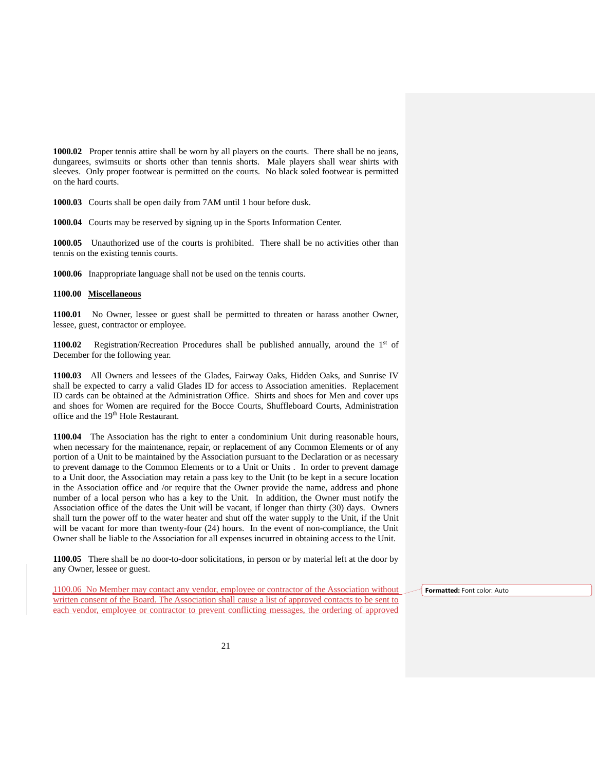**1000.02** Proper tennis attire shall be worn by all players on the courts. There shall be no jeans, dungarees, swimsuits or shorts other than tennis shorts. Male players shall wear shirts with sleeves. Only proper footwear is permitted on the courts. No black soled footwear is permitted on the hard courts.

**1000.03** Courts shall be open daily from 7AM until 1 hour before dusk.

**1000.04** Courts may be reserved by signing up in the Sports Information Center.

**1000.05** Unauthorized use of the courts is prohibited. There shall be no activities other than tennis on the existing tennis courts.

**1000.06** Inappropriate language shall not be used on the tennis courts.

**1100.00** **Miscellaneous**

**1100.01** No Owner, lessee or guest shall be permitted to threaten or harass another Owner, lessee, guest, contractor or employee.

**1100.02** Registration/Recreation Procedures shall be published annually, around the 1st of December for the following year.

**1100.03** All Owners and lessees of the Glades, Fairway Oaks, Hidden Oaks, and Sunrise IV shall be expected to carry a valid Glades ID for access to Association amenities. Replacement ID cards can be obtained at the Administration Office. Shirts and shoes for Men and cover ups and shoes for Women are required for the Bocce Courts, Shuffleboard Courts, Administration office and the 19th Hole Restaurant.

**1100.04** The Association has the right to enter a condominium Unit during reasonable hours, when necessary for the maintenance, repair, or replacement of any Common Elements or of any portion of a Unit to be maintained by the Association pursuant to the Declaration or as necessary to prevent damage to the Common Elements or to a Unit or Units . In order to prevent damage to a Unit door, the Association may retain a pass key to the Unit (to be kept in a secure location in the Association office and /or require that the Owner provide the name, address and phone number of a local person who has a key to the Unit. In addition, the Owner must notify the Association office of the dates the Unit will be vacant, if longer than thirty (30) days. Owners shall turn the power off to the water heater and shut off the water supply to the Unit, if the Unit will be vacant for more than twenty-four (24) hours. In the event of non-compliance, the Unit Owner shall be liable to the Association for all expenses incurred in obtaining access to the Unit.

**1100.05** There shall be no door-to-door solicitations, in person or by material left at the door by any Owner, lessee or guest.

1100.06 No Member may contact any vendor, employee or contractor of the Association without written consent of the Board. The Association shall cause a list of approved contacts to be sent to each vendor, employee or contractor to prevent conflicting messages, the ordering of approved

**Formatted:** Font color: Auto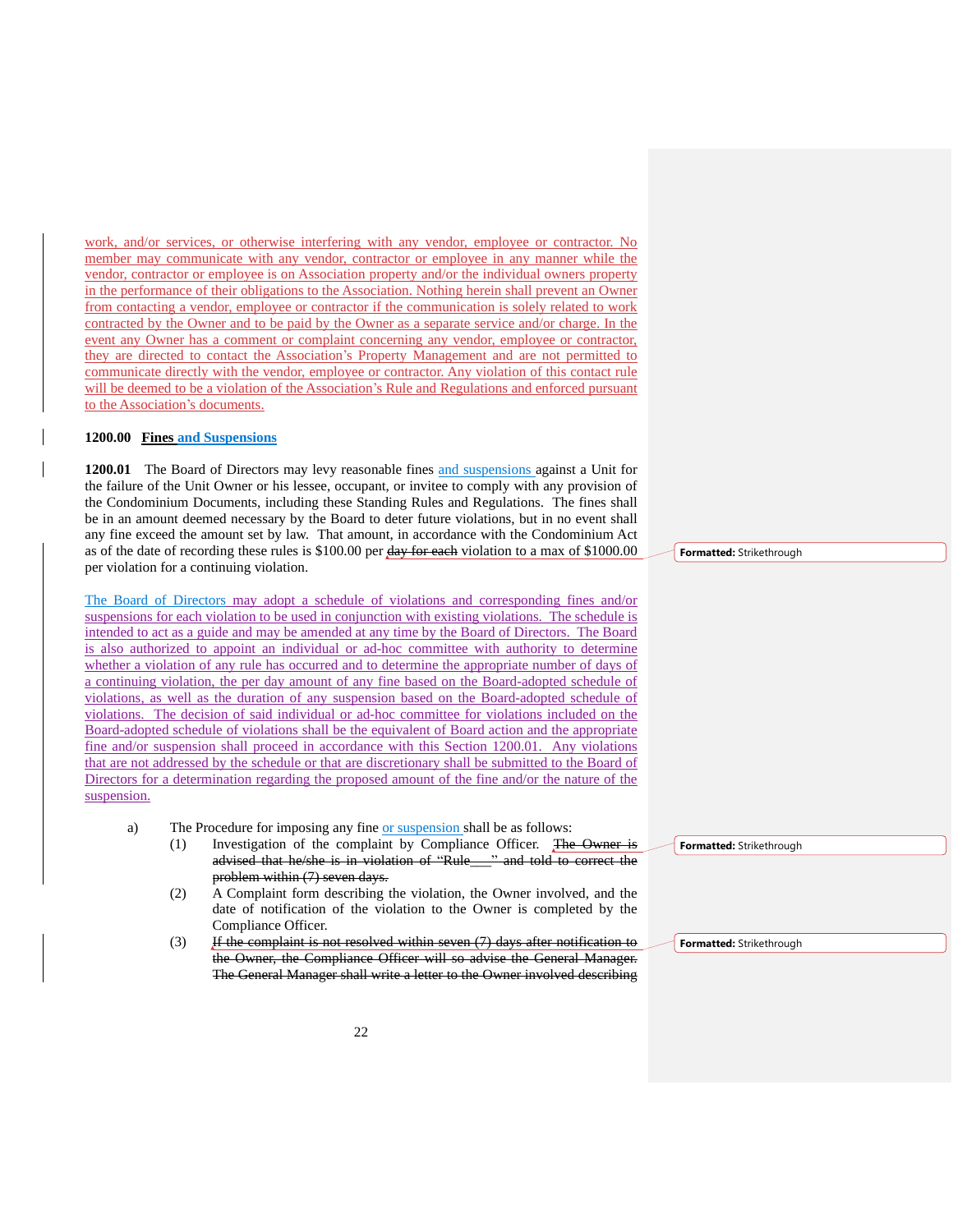work, and/or services, or otherwise interfering with any vendor, employee or contractor. No member may communicate with any vendor, contractor or employee in any manner while the vendor, contractor or employee is on Association property and/or the individual owners property in the performance of their obligations to the Association. Nothing herein shall prevent an Owner from contacting a vendor, employee or contractor if the communication is solely related to work contracted by the Owner and to be paid by the Owner as a separate service and/or charge. In the event any Owner has a comment or complaint concerning any vendor, employee or contractor, they are directed to contact the Association's Property Management and are not permitted to communicate directly with the vendor, employee or contractor. Any violation of this contact rule will be deemed to be a violation of the Association's Rule and Regulations and enforced pursuant to the Association's documents.

**1200.00 Fines and Suspensions**

**1200.01** The Board of Directors may levy reasonable fines and suspensions against a Unit for the failure of the Unit Owner or his lessee, occupant, or invitee to comply with any provision of the Condominium Documents, including these Standing Rules and Regulations. The fines shall be in an amount deemed necessary by the Board to deter future violations, but in no event shall any fine exceed the amount set by law. That amount, in accordance with the Condominium Act as of the date of recording these rules is $100.00 per ~~day for each~~ violation to a max of $1000.00 per violation for a continuing violation.

The Board of Directors may adopt a schedule of violations and corresponding fines and/or suspensions for each violation to be used in conjunction with existing violations. The schedule is intended to act as a guide and may be amended at any time by the Board of Directors. The Board is also authorized to appoint an individual or ad-hoc committee with authority to determine whether a violation of any rule has occurred and to determine the appropriate number of days of a continuing violation, the per day amount of any fine based on the Board-adopted schedule of violations, as well as the duration of any suspension based on the Board-adopted schedule of violations. The decision of said individual or ad-hoc committee for violations included on the Board-adopted schedule of violations shall be the equivalent of Board action and the appropriate fine and/or suspension shall proceed in accordance with this Section 1200.01. Any violations that are not addressed by the schedule or that are discretionary shall be submitted to the Board of Directors for a determination regarding the proposed amount of the fine and/or the nature of the suspension.

a) The Procedure for imposing any fine or suspension shall be as follows:

(1) Investigation of the complaint by Compliance Officer. ~~The Owner is advised that he/she is in violation of "Rule\_\_\_" and told to correct the problem within (7) seven days.~~

(2) A Complaint form describing the violation, the Owner involved, and the date of notification of the violation to the Owner is completed by the Compliance Officer.

(3) ~~If the complaint is not resolved within seven (7) days after notification to the Owner, the Compliance Officer will so advise the General Manager. The General Manager shall write a letter to the Owner involved describing~~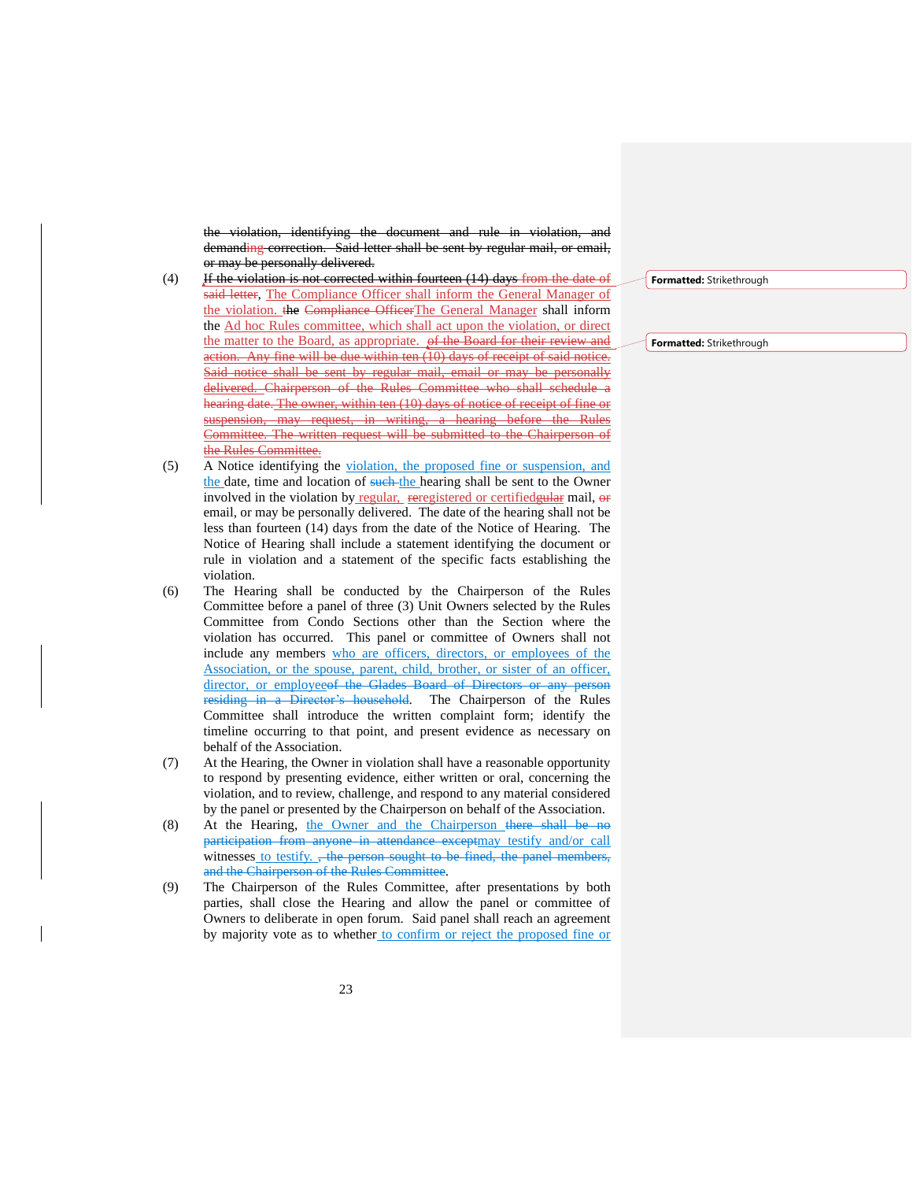the violation, identifying the document and rule in violation, and demanding correction. Said letter shall be sent by regular mail, or email, or may be personally delivered.

(4) If the violation is not corrected within fourteen (14) days from the date of said letter, The Compliance Officer shall inform the General Manager of the violation. the Compliance OfficerThe General Manager shall inform the Ad hoc Rules committee, which shall act upon the violation, or direct the matter to the Board, as appropriate. of the Board for their review and action. Any fine will be due within ten (10) days of receipt of said notice. Said notice shall be sent by regular mail, email or may be personally delivered. Chairperson of the Rules Committee who shall schedule a hearing date. The owner, within ten (10) days of notice of receipt of fine or suspension, may request, in writing, a hearing before the Rules Committee. The written request will be submitted to the Chairperson of the Rules Committee.

(5) A Notice identifying the violation, the proposed fine or suspension, and the date, time and location of such the hearing shall be sent to the Owner involved in the violation by regular, reregistered or certifiedgular mail, or email, or may be personally delivered. The date of the hearing shall not be less than fourteen (14) days from the date of the Notice of Hearing. The Notice of Hearing shall include a statement identifying the document or rule in violation and a statement of the specific facts establishing the violation.

(6) The Hearing shall be conducted by the Chairperson of the Rules Committee before a panel of three (3) Unit Owners selected by the Rules Committee from Condo Sections other than the Section where the violation has occurred. This panel or committee of Owners shall not include any members who are officers, directors, or employees of the Association, or the spouse, parent, child, brother, or sister of an officer, director, or employeeof the Glades Board of Directors or any person residing in a Director's household. The Chairperson of the Rules Committee shall introduce the written complaint form; identify the timeline occurring to that point, and present evidence as necessary on behalf of the Association.

(7) At the Hearing, the Owner in violation shall have a reasonable opportunity to respond by presenting evidence, either written or oral, concerning the violation, and to review, challenge, and respond to any material considered by the panel or presented by the Chairperson on behalf of the Association.

(8) At the Hearing, the Owner and the Chairperson there shall be no participation from anyone in attendance exceptmay testify and/or call witnesses to testify. , the person sought to be fined, the panel members, and the Chairperson of the Rules Committee.

(9) The Chairperson of the Rules Committee, after presentations by both parties, shall close the Hearing and allow the panel or committee of Owners to deliberate in open forum. Said panel shall reach an agreement by majority vote as to whether to confirm or reject the proposed fine or

Formatted: Strikethrough

Formatted: Strikethrough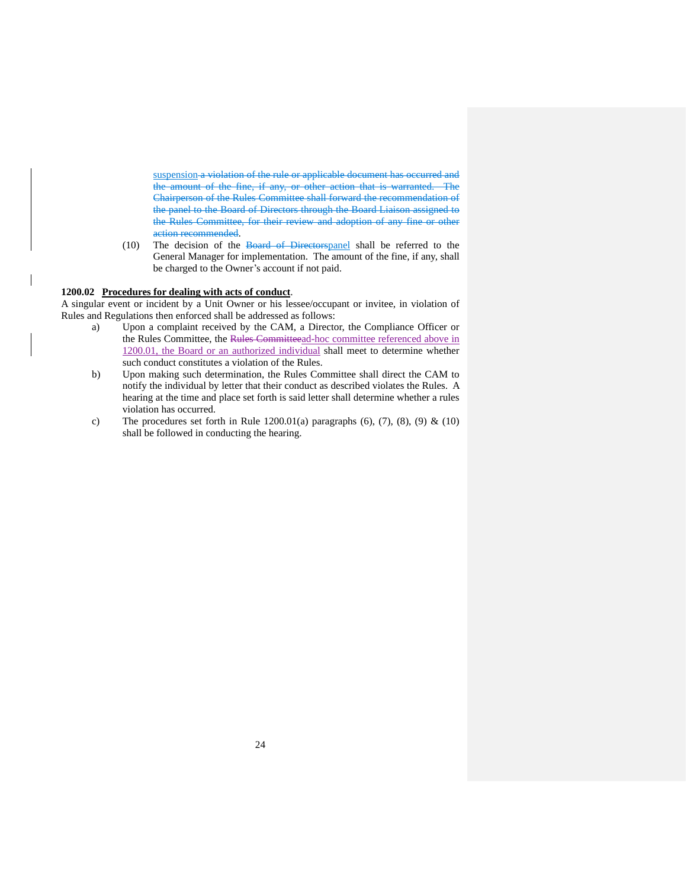suspension ~~a violation of the rule or applicable document has occurred and the amount of the fine, if any, or other action that is warranted. The Chairperson of the Rules Committee shall forward the recommendation of the panel to the Board of Directors through the Board Liaison assigned to the Rules Committee, for their review and adoption of any fine or other action recommended~~.

(10) The decision of the ~~Board of Directors~~panel shall be referred to the General Manager for implementation. The amount of the fine, if any, shall be charged to the Owner's account if not paid.

**1200.02 <u>Procedures for dealing with acts of conduct</u>.**

A singular event or incident by a Unit Owner or his lessee/occupant or invitee, in violation of Rules and Regulations then enforced shall be addressed as follows:

a) Upon a complaint received by the CAM, a Director, the Compliance Officer or the Rules Committee, the ~~Rules Committee~~ad-hoc committee referenced above in 1200.01, the Board or an authorized individual shall meet to determine whether such conduct constitutes a violation of the Rules.

b) Upon making such determination, the Rules Committee shall direct the CAM to notify the individual by letter that their conduct as described violates the Rules. A hearing at the time and place set forth is said letter shall determine whether a rules violation has occurred.

c) The procedures set forth in Rule 1200.01(a) paragraphs (6), (7), (8), (9) & (10) shall be followed in conducting the hearing.